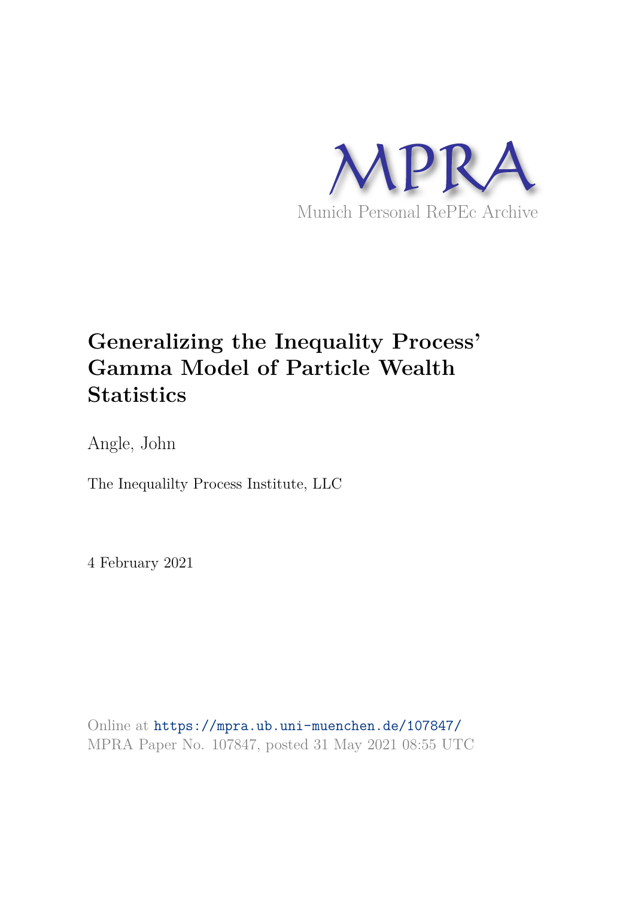MPRA

Munich Personal RePEc Archive

# Generalizing the Inequality Process' Gamma Model of Particle Wealth Statistics

Angle, John

The Inequalilty Process Institute, LLC

4 February 2021

Online at https://mpra.ub.uni-muenchen.de/107847/
MPRA Paper No. 107847, posted 31 May 2021 08:55 UTC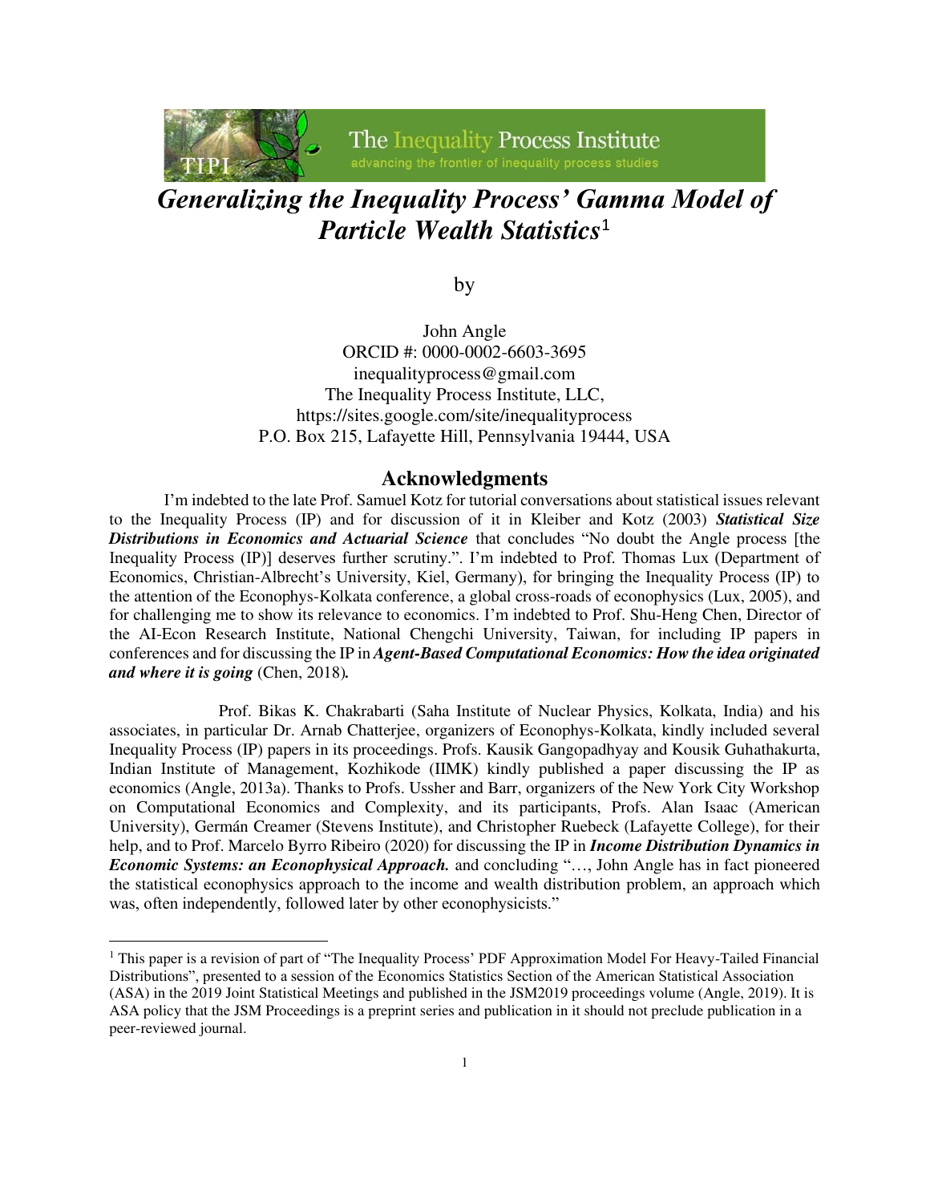# *Generalizing the Inequality Process' Gamma Model of Particle Wealth Statistics*[1]

by

John Angle
ORCID #: 0000-0002-6603-3695
inequalityprocess@gmail.com
The Inequality Process Institute, LLC,
https://sites.google.com/site/inequalityprocess
P.O. Box 215, Lafayette Hill, Pennsylvania 19444, USA

## Acknowledgments

I'm indebted to the late Prof. Samuel Kotz for tutorial conversations about statistical issues relevant to the Inequality Process (IP) and for discussion of it in Kleiber and Kotz (2003) ***Statistical Size Distributions in Economics and Actuarial Science*** that concludes "No doubt the Angle process [the Inequality Process (IP)] deserves further scrutiny.". I'm indebted to Prof. Thomas Lux (Department of Economics, Christian-Albrecht's University, Kiel, Germany), for bringing the Inequality Process (IP) to the attention of the Econophys-Kolkata conference, a global cross-roads of econophysics (Lux, 2005), and for challenging me to show its relevance to economics. I'm indebted to Prof. Shu-Heng Chen, Director of the AI-Econ Research Institute, National Chengchi University, Taiwan, for including IP papers in conferences and for discussing the IP in ***Agent-Based Computational Economics: How the idea originated and where it is going*** (Chen, 2018)***.***

Prof. Bikas K. Chakrabarti (Saha Institute of Nuclear Physics, Kolkata, India) and his associates, in particular Dr. Arnab Chatterjee, organizers of Econophys-Kolkata, kindly included several Inequality Process (IP) papers in its proceedings. Profs. Kausik Gangopadhyay and Kousik Guhathakurta, Indian Institute of Management, Kozhikode (IIMK) kindly published a paper discussing the IP as economics (Angle, 2013a). Thanks to Profs. Ussher and Barr, organizers of the New York City Workshop on Computational Economics and Complexity, and its participants, Profs. Alan Isaac (American University), Germán Creamer (Stevens Institute), and Christopher Ruebeck (Lafayette College), for their help, and to Prof. Marcelo Byrro Ribeiro (2020) for discussing the IP in ***Income Distribution Dynamics in Economic Systems: an Econophysical Approach.*** and concluding "…, John Angle has in fact pioneered the statistical econophysics approach to the income and wealth distribution problem, an approach which was, often independently, followed later by other econophysicists."

---

[1] This paper is a revision of part of "The Inequality Process' PDF Approximation Model For Heavy-Tailed Financial Distributions", presented to a session of the Economics Statistics Section of the American Statistical Association (ASA) in the 2019 Joint Statistical Meetings and published in the JSM2019 proceedings volume (Angle, 2019). It is ASA policy that the JSM Proceedings is a preprint series and publication in it should not preclude publication in a peer-reviewed journal.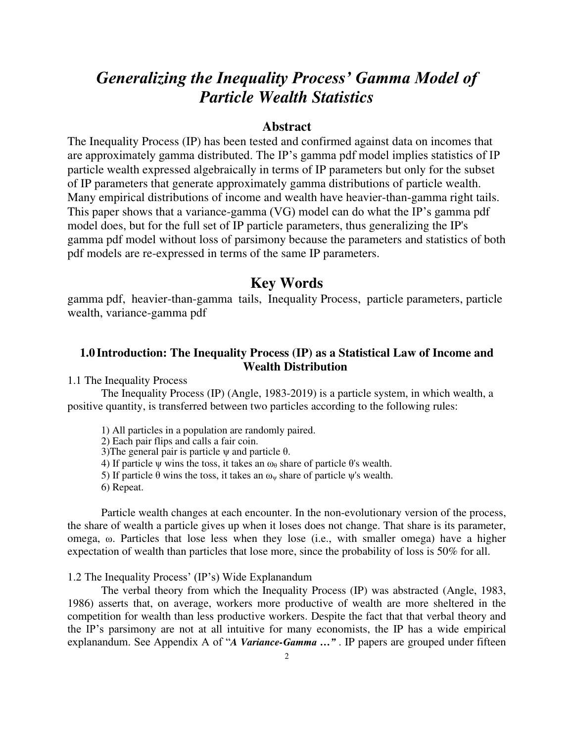# *Generalizing the Inequality Process' Gamma Model of Particle Wealth Statistics*

## Abstract

The Inequality Process (IP) has been tested and confirmed against data on incomes that are approximately gamma distributed. The IP's gamma pdf model implies statistics of IP particle wealth expressed algebraically in terms of IP parameters but only for the subset of IP parameters that generate approximately gamma distributions of particle wealth. Many empirical distributions of income and wealth have heavier-than-gamma right tails. This paper shows that a variance-gamma (VG) model can do what the IP's gamma pdf model does, but for the full set of IP particle parameters, thus generalizing the IP's gamma pdf model without loss of parsimony because the parameters and statistics of both pdf models are re-expressed in terms of the same IP parameters.

## Key Words

gamma pdf, heavier-than-gamma tails, Inequality Process, particle parameters, particle wealth, variance-gamma pdf

### 1.0 Introduction: The Inequality Process (IP) as a Statistical Law of Income and Wealth Distribution

1.1 The Inequality Process

The Inequality Process (IP) (Angle, 1983-2019) is a particle system, in which wealth, a positive quantity, is transferred between two particles according to the following rules:

1) All particles in a population are randomly paired.
2) Each pair flips and calls a fair coin.
3) The general pair is particle $\psi$ and particle $\theta$.
4) If particle $\psi$ wins the toss, it takes an $\omega_\theta$ share of particle $\theta$'s wealth.
5) If particle $\theta$ wins the toss, it takes an $\omega_\psi$ share of particle $\psi$'s wealth.
6) Repeat.

Particle wealth changes at each encounter. In the non-evolutionary version of the process, the share of wealth a particle gives up when it loses does not change. That share is its parameter, omega, $\omega$. Particles that lose less when they lose (i.e., with smaller omega) have a higher expectation of wealth than particles that lose more, since the probability of loss is 50% for all.

1.2 The Inequality Process' (IP's) Wide Explanandum

The verbal theory from which the Inequality Process (IP) was abstracted (Angle, 1983, 1986) asserts that, on average, workers more productive of wealth are more sheltered in the competition for wealth than less productive workers. Despite the fact that that verbal theory and the IP's parsimony are not at all intuitive for many economists, the IP has a wide empirical explanandum. See Appendix A of "***A Variance-Gamma …***" . IP papers are grouped under fifteen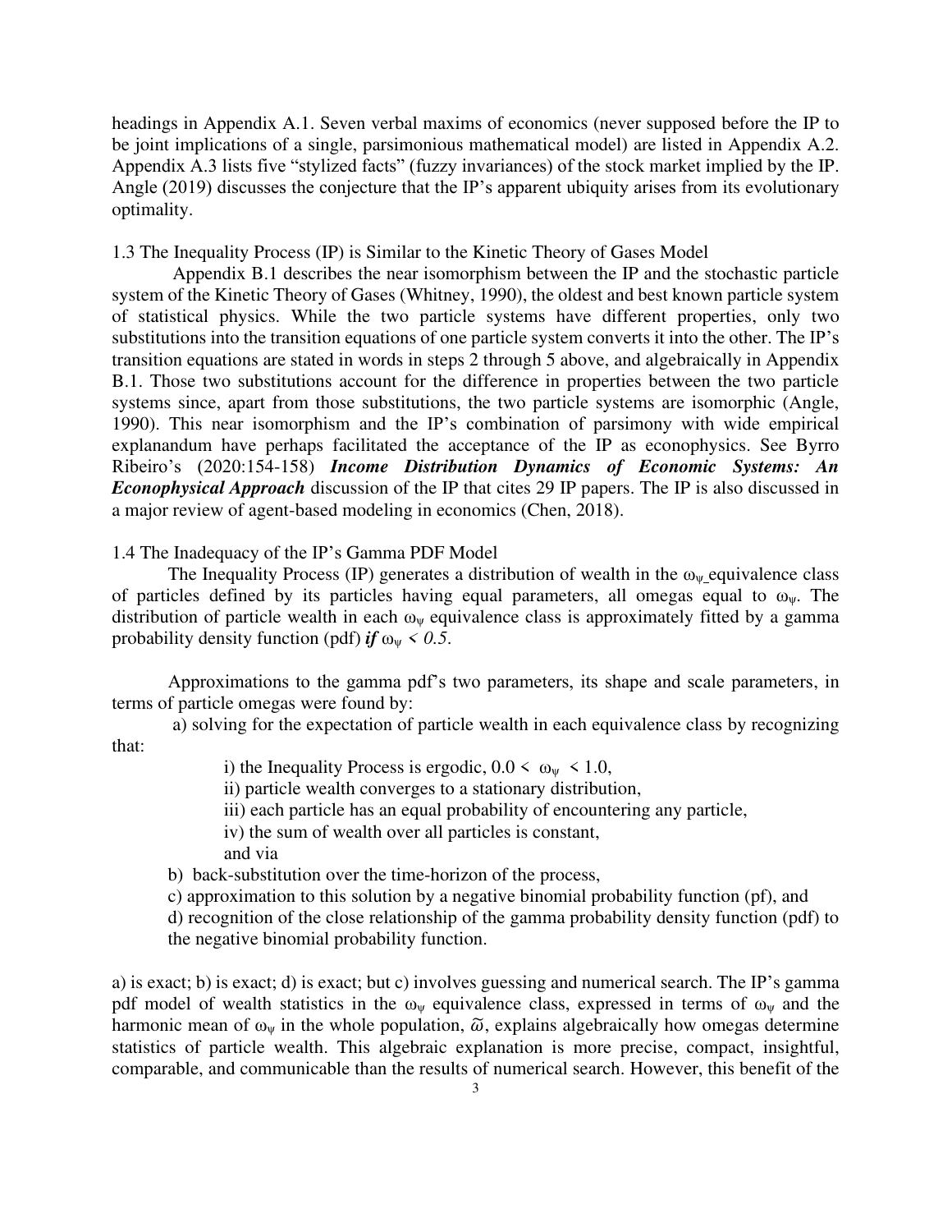headings in Appendix A.1. Seven verbal maxims of economics (never supposed before the IP to be joint implications of a single, parsimonious mathematical model) are listed in Appendix A.2. Appendix A.3 lists five "stylized facts" (fuzzy invariances) of the stock market implied by the IP. Angle (2019) discusses the conjecture that the IP's apparent ubiquity arises from its evolutionary optimality.

### 1.3 The Inequality Process (IP) is Similar to the Kinetic Theory of Gases Model

Appendix B.1 describes the near isomorphism between the IP and the stochastic particle system of the Kinetic Theory of Gases (Whitney, 1990), the oldest and best known particle system of statistical physics. While the two particle systems have different properties, only two substitutions into the transition equations of one particle system converts it into the other. The IP's transition equations are stated in words in steps 2 through 5 above, and algebraically in Appendix B.1. Those two substitutions account for the difference in properties between the two particle systems since, apart from those substitutions, the two particle systems are isomorphic (Angle, 1990). This near isomorphism and the IP's combination of parsimony with wide empirical explanandum have perhaps facilitated the acceptance of the IP as econophysics. See Byrro Ribeiro's (2020:154-158) ***Income Distribution Dynamics of Economic Systems: An Econophysical Approach*** discussion of the IP that cites 29 IP papers. The IP is also discussed in a major review of agent-based modeling in economics (Chen, 2018).

### 1.4 The Inadequacy of the IP's Gamma PDF Model

The Inequality Process (IP) generates a distribution of wealth in the $\omega_\psi$ equivalence class of particles defined by its particles having equal parameters, all omegas equal to $\omega_\psi$. The distribution of particle wealth in each $\omega_\psi$ equivalence class is approximately fitted by a gamma probability density function (pdf) ***if*** $\omega_\psi < 0.5$.

Approximations to the gamma pdf's two parameters, its shape and scale parameters, in terms of particle omegas were found by:

a) solving for the expectation of particle wealth in each equivalence class by recognizing that:

- i) the Inequality Process is ergodic, $0.0 < \omega_\psi < 1.0$,
- ii) particle wealth converges to a stationary distribution,
- iii) each particle has an equal probability of encountering any particle,
- iv) the sum of wealth over all particles is constant,

and via

b) back-substitution over the time-horizon of the process,

c) approximation to this solution by a negative binomial probability function (pf), and

d) recognition of the close relationship of the gamma probability density function (pdf) to the negative binomial probability function.

a) is exact; b) is exact; d) is exact; but c) involves guessing and numerical search. The IP's gamma pdf model of wealth statistics in the $\omega_\psi$ equivalence class, expressed in terms of $\omega_\psi$ and the harmonic mean of $\omega_\psi$ in the whole population, $\tilde{\omega}$, explains algebraically how omegas determine statistics of particle wealth. This algebraic explanation is more precise, compact, insightful, comparable, and communicable than the results of numerical search. However, this benefit of the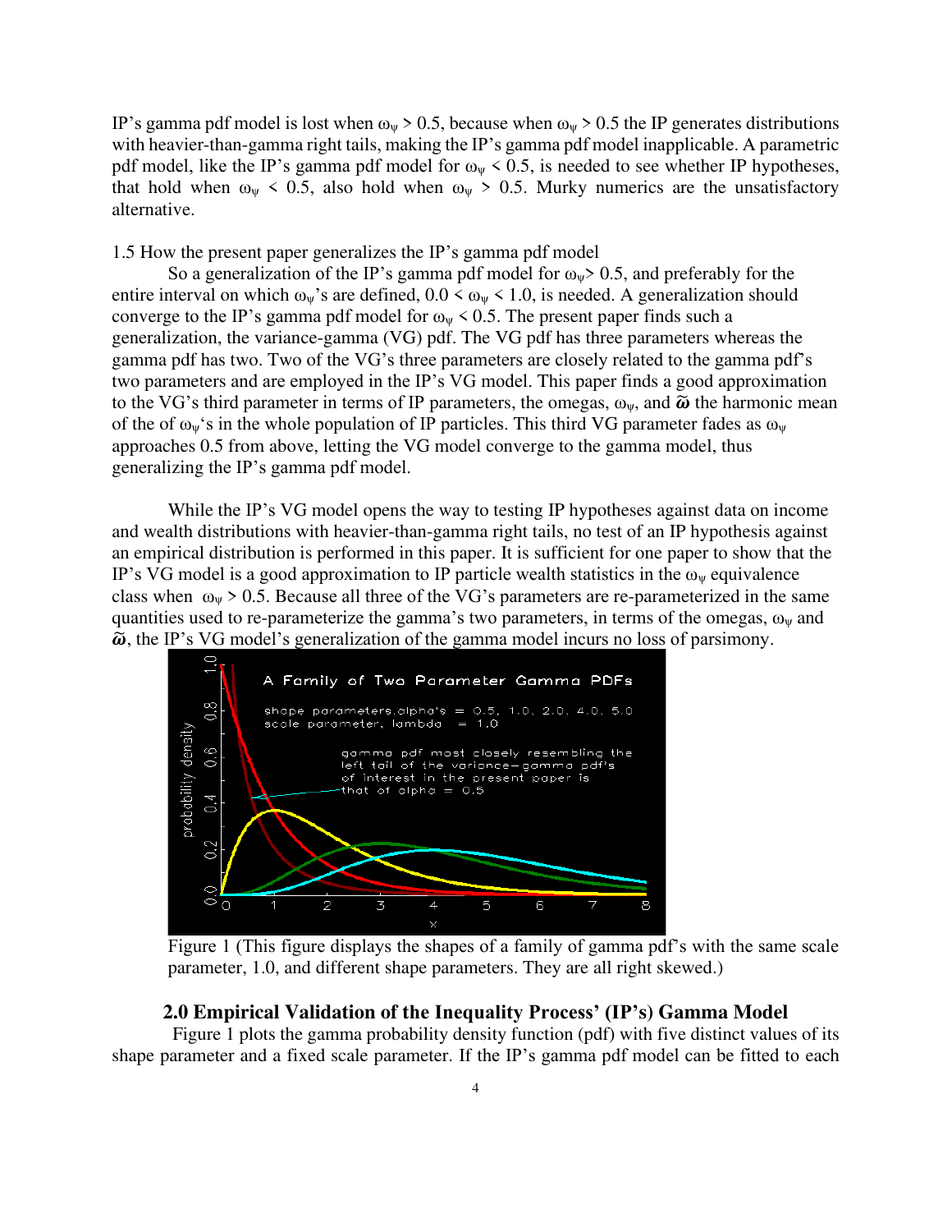IP's gamma pdf model is lost when $\omega_\psi > 0.5$, because when $\omega_\psi > 0.5$ the IP generates distributions with heavier-than-gamma right tails, making the IP's gamma pdf model inapplicable. A parametric pdf model, like the IP's gamma pdf model for $\omega_\psi < 0.5$, is needed to see whether IP hypotheses, that hold when $\omega_\psi < 0.5$, also hold when $\omega_\psi > 0.5$. Murky numerics are the unsatisfactory alternative.

1.5 How the present paper generalizes the IP's gamma pdf model

So a generalization of the IP's gamma pdf model for $\omega_\psi > 0.5$, and preferably for the entire interval on which $\omega_\psi$'s are defined, $0.0 < \omega_\psi < 1.0$, is needed. A generalization should converge to the IP's gamma pdf model for $\omega_\psi < 0.5$. The present paper finds such a generalization, the variance-gamma (VG) pdf. The VG pdf has three parameters whereas the gamma pdf has two. Two of the VG's three parameters are closely related to the gamma pdf's two parameters and are employed in the IP's VG model. This paper finds a good approximation to the VG's third parameter in terms of IP parameters, the omegas, $\omega_\psi$, and $\tilde{\boldsymbol{\omega}}$ the harmonic mean of the of $\omega_\psi$'s in the whole population of IP particles. This third VG parameter fades as $\omega_\psi$ approaches 0.5 from above, letting the VG model converge to the gamma model, thus generalizing the IP's gamma pdf model.

While the IP's VG model opens the way to testing IP hypotheses against data on income and wealth distributions with heavier-than-gamma right tails, no test of an IP hypothesis against an empirical distribution is performed in this paper. It is sufficient for one paper to show that the IP's VG model is a good approximation to IP particle wealth statistics in the $\omega_\psi$ equivalence class when $\omega_\psi > 0.5$. Because all three of the VG's parameters are re-parameterized in the same quantities used to re-parameterize the gamma's two parameters, in terms of the omegas, $\omega_\psi$ and $\tilde{\boldsymbol{\omega}}$, the IP's VG model's generalization of the gamma model incurs no loss of parsimony.

Figure 1 (This figure displays the shapes of a family of gamma pdf's with the same scale parameter, 1.0, and different shape parameters. They are all right skewed.)

## 2.0 Empirical Validation of the Inequality Process' (IP's) Gamma Model

Figure 1 plots the gamma probability density function (pdf) with five distinct values of its shape parameter and a fixed scale parameter. If the IP's gamma pdf model can be fitted to each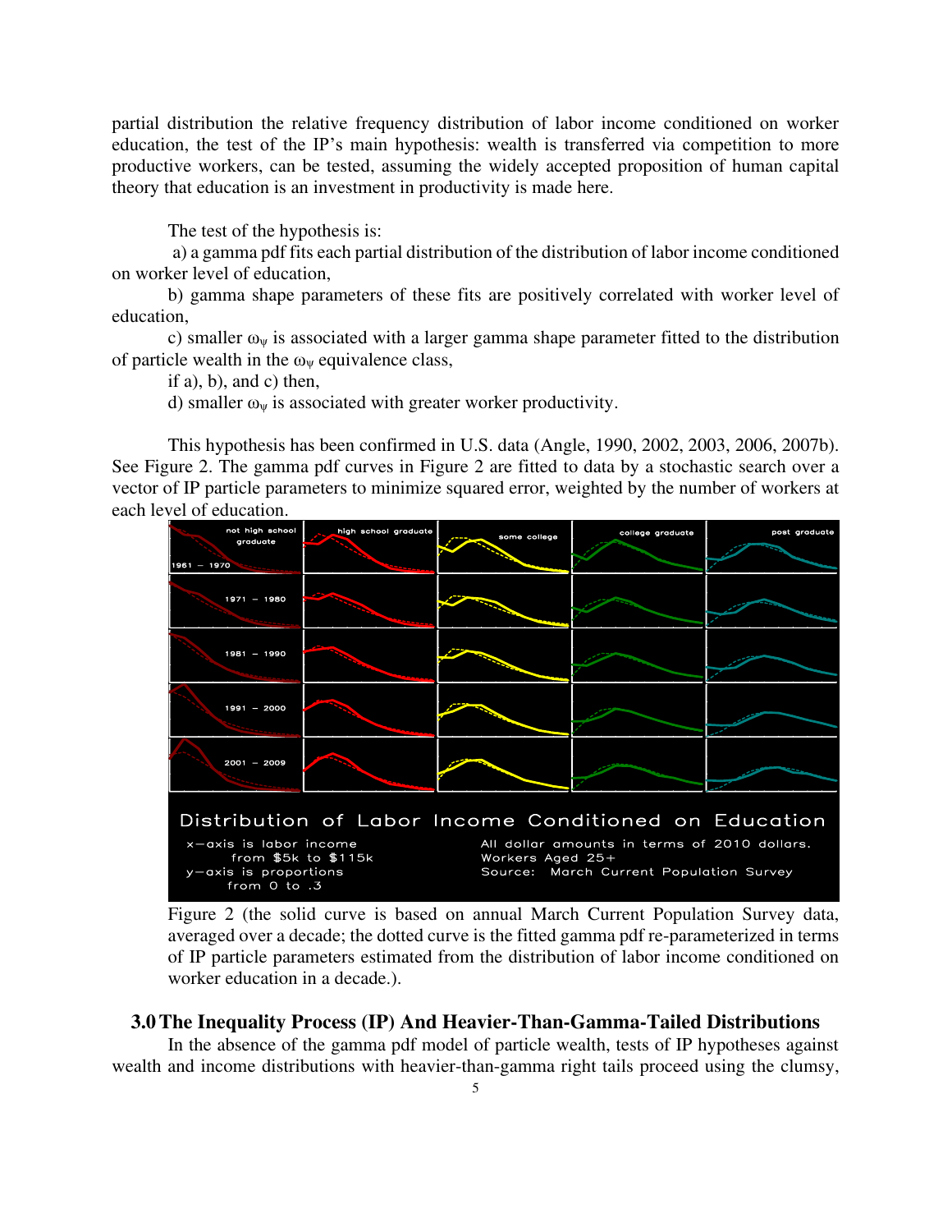partial distribution the relative frequency distribution of labor income conditioned on worker education, the test of the IP's main hypothesis: wealth is transferred via competition to more productive workers, can be tested, assuming the widely accepted proposition of human capital theory that education is an investment in productivity is made here.

The test of the hypothesis is:

a) a gamma pdf fits each partial distribution of the distribution of labor income conditioned on worker level of education,

b) gamma shape parameters of these fits are positively correlated with worker level of education,

c) smaller $\omega_\psi$ is associated with a larger gamma shape parameter fitted to the distribution of particle wealth in the $\omega_\psi$ equivalence class,

if a), b), and c) then,

d) smaller $\omega_\psi$ is associated with greater worker productivity.

This hypothesis has been confirmed in U.S. data (Angle, 1990, 2002, 2003, 2006, 2007b). See Figure 2. The gamma pdf curves in Figure 2 are fitted to data by a stochastic search over a vector of IP particle parameters to minimize squared error, weighted by the number of workers at each level of education.

Figure 2 (the solid curve is based on annual March Current Population Survey data, averaged over a decade; the dotted curve is the fitted gamma pdf re-parameterized in terms of IP particle parameters estimated from the distribution of labor income conditioned on worker education in a decade.).

### 3.0 The Inequality Process (IP) And Heavier-Than-Gamma-Tailed Distributions

In the absence of the gamma pdf model of particle wealth, tests of IP hypotheses against wealth and income distributions with heavier-than-gamma right tails proceed using the clumsy,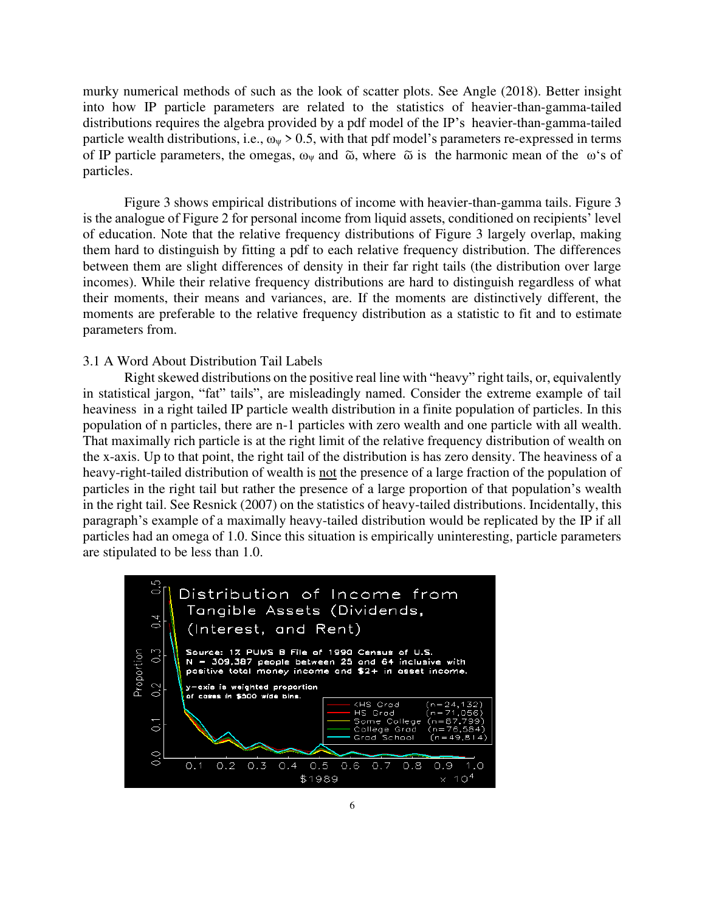murky numerical methods of such as the look of scatter plots. See Angle (2018). Better insight into how IP particle parameters are related to the statistics of heavier-than-gamma-tailed distributions requires the algebra provided by a pdf model of the IP's heavier-than-gamma-tailed particle wealth distributions, i.e., $\omega_\psi > 0.5$, with that pdf model's parameters re-expressed in terms of IP particle parameters, the omegas, $\omega_\psi$ and $\tilde{\omega}$, where $\tilde{\omega}$ is the harmonic mean of the $\omega$'s of particles.

Figure 3 shows empirical distributions of income with heavier-than-gamma tails. Figure 3 is the analogue of Figure 2 for personal income from liquid assets, conditioned on recipients' level of education. Note that the relative frequency distributions of Figure 3 largely overlap, making them hard to distinguish by fitting a pdf to each relative frequency distribution. The differences between them are slight differences of density in their far right tails (the distribution over large incomes). While their relative frequency distributions are hard to distinguish regardless of what their moments, their means and variances, are. If the moments are distinctively different, the moments are preferable to the relative frequency distribution as a statistic to fit and to estimate parameters from.

### 3.1 A Word About Distribution Tail Labels

Right skewed distributions on the positive real line with "heavy" right tails, or, equivalently in statistical jargon, "fat" tails", are misleadingly named. Consider the extreme example of tail heaviness in a right tailed IP particle wealth distribution in a finite population of particles. In this population of n particles, there are n-1 particles with zero wealth and one particle with all wealth. That maximally rich particle is at the right limit of the relative frequency distribution of wealth on the x-axis. Up to that point, the right tail of the distribution is has zero density. The heaviness of a heavy-right-tailed distribution of wealth is not the presence of a large fraction of the population of particles in the right tail but rather the presence of a large proportion of that population's wealth in the right tail. See Resnick (2007) on the statistics of heavy-tailed distributions. Incidentally, this paragraph's example of a maximally heavy-tailed distribution would be replicated by the IP if all particles had an omega of 1.0. Since this situation is empirically uninteresting, particle parameters are stipulated to be less than 1.0.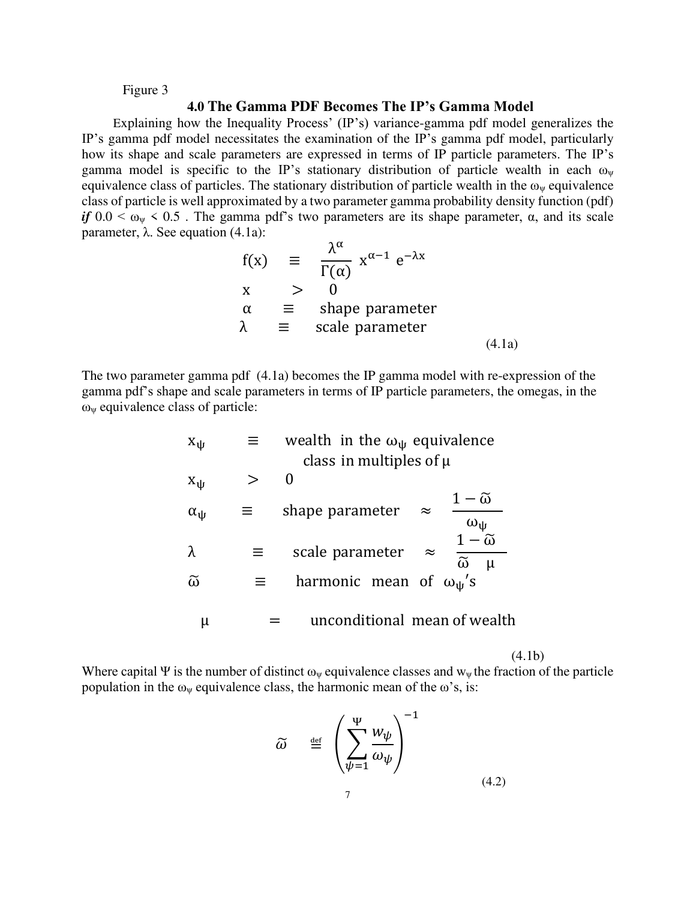Figure 3

## 4.0 The Gamma PDF Becomes The IP's Gamma Model

Explaining how the Inequality Process' (IP's) variance-gamma pdf model generalizes the IP's gamma pdf model necessitates the examination of the IP's gamma pdf model, particularly how its shape and scale parameters are expressed in terms of IP particle parameters. The IP's gamma model is specific to the IP's stationary distribution of particle wealth in each $\omega_\psi$ equivalence class of particles. The stationary distribution of particle wealth in the $\omega_\psi$ equivalence class of particle is well approximated by a two parameter gamma probability density function (pdf) ***if*** $0.0 < \omega_\psi < 0.5$ . The gamma pdf's two parameters are its shape parameter, $\alpha$, and its scale parameter, $\lambda$. See equation (4.1a):

$$
\begin{aligned}
f(x) \quad &\equiv \quad \frac{\lambda^{\alpha}}{\Gamma(\alpha)}\; x^{\alpha-1}\; e^{-\lambda x} \\
x \quad &> \quad 0 \\
\alpha \quad &\equiv \quad \text{shape parameter} \\
\lambda \quad &\equiv \quad \text{scale parameter}
\end{aligned}
\tag{4.1a}
$$

The two parameter gamma pdf (4.1a) becomes the IP gamma model with re-expression of the gamma pdf's shape and scale parameters in terms of IP particle parameters, the omegas, in the $\omega_\psi$ equivalence class of particle:

$$
\begin{aligned}
x_\psi \quad &\equiv \quad \text{wealth in the } \omega_\psi \text{ equivalence class in multiples of } \mu \\
x_\psi \quad &> \quad 0 \\
\alpha_\psi \quad &\equiv \quad \text{shape parameter} \quad \approx \quad \frac{1-\widetilde{\omega}}{\omega_\psi} \\
\lambda \quad &\equiv \quad \text{scale parameter} \quad \approx \quad \frac{1-\widetilde{\omega}}{\widetilde{\omega}\quad \mu} \\
\widetilde{\omega} \quad &\equiv \quad \text{harmonic mean of } \omega_\psi\text{'s} \\
\mu \quad &= \quad \text{unconditional mean of wealth}
\end{aligned}
\tag{4.1b}
$$

Where capital $\Psi$ is the number of distinct $\omega_\psi$ equivalence classes and $w_\psi$ the fraction of the particle population in the $\omega_\psi$ equivalence class, the harmonic mean of the $\omega$'s, is:

$$
\widetilde{\omega} \quad \stackrel{\text{def}}{=} \quad \left( \sum_{\psi=1}^{\Psi} \frac{w_\psi}{\omega_\psi} \right)^{-1}
\tag{4.2}
$$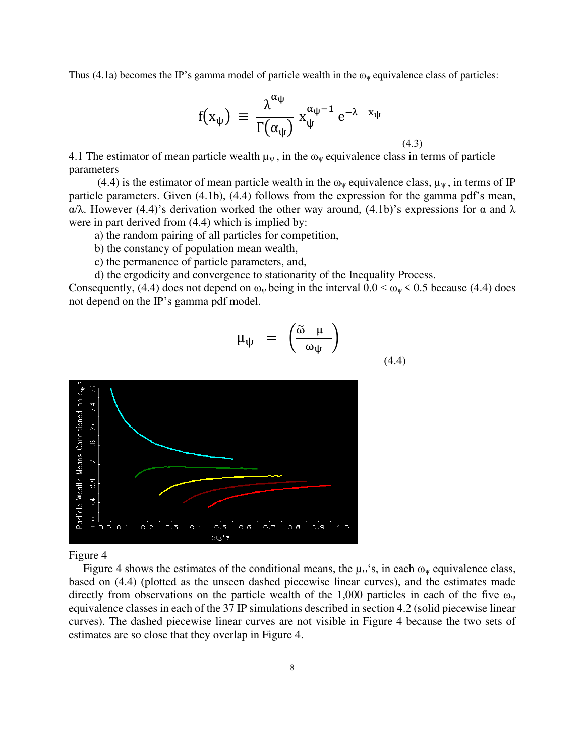Thus (4.1a) becomes the IP's gamma model of particle wealth in the $\omega_\psi$ equivalence class of particles:

$$f(x_\psi) \equiv \frac{\lambda^{\alpha_\psi}}{\Gamma(\alpha_\psi)} x_\psi^{\alpha_\psi - 1} e^{-\lambda \quad x_\psi} \tag{4.3}$$

4.1 The estimator of mean particle wealth $\mu_\psi$, in the $\omega_\psi$ equivalence class in terms of particle parameters

(4.4) is the estimator of mean particle wealth in the $\omega_\psi$ equivalence class, $\mu_\psi$, in terms of IP particle parameters. Given (4.1b), (4.4) follows from the expression for the gamma pdf's mean, $\alpha/\lambda$. However (4.4)'s derivation worked the other way around, (4.1b)'s expressions for $\alpha$ and $\lambda$ were in part derived from (4.4) which is implied by:

a) the random pairing of all particles for competition,
b) the constancy of population mean wealth,
c) the permanence of particle parameters, and,
d) the ergodicity and convergence to stationarity of the Inequality Process.

Consequently, (4.4) does not depend on $\omega_\psi$ being in the interval $0.0 < \omega_\psi < 0.5$ because (4.4) does not depend on the IP's gamma pdf model.

$$\mu_\psi = \left( \frac{\tilde{\omega} \quad \mu}{\omega_\psi} \right) \tag{4.4}$$

Figure 4

Figure 4 shows the estimates of the conditional means, the $\mu_\psi$'s, in each $\omega_\psi$ equivalence class, based on (4.4) (plotted as the unseen dashed piecewise linear curves), and the estimates made directly from observations on the particle wealth of the 1,000 particles in each of the five $\omega_\psi$ equivalence classes in each of the 37 IP simulations described in section 4.2 (solid piecewise linear curves). The dashed piecewise linear curves are not visible in Figure 4 because the two sets of estimates are so close that they overlap in Figure 4.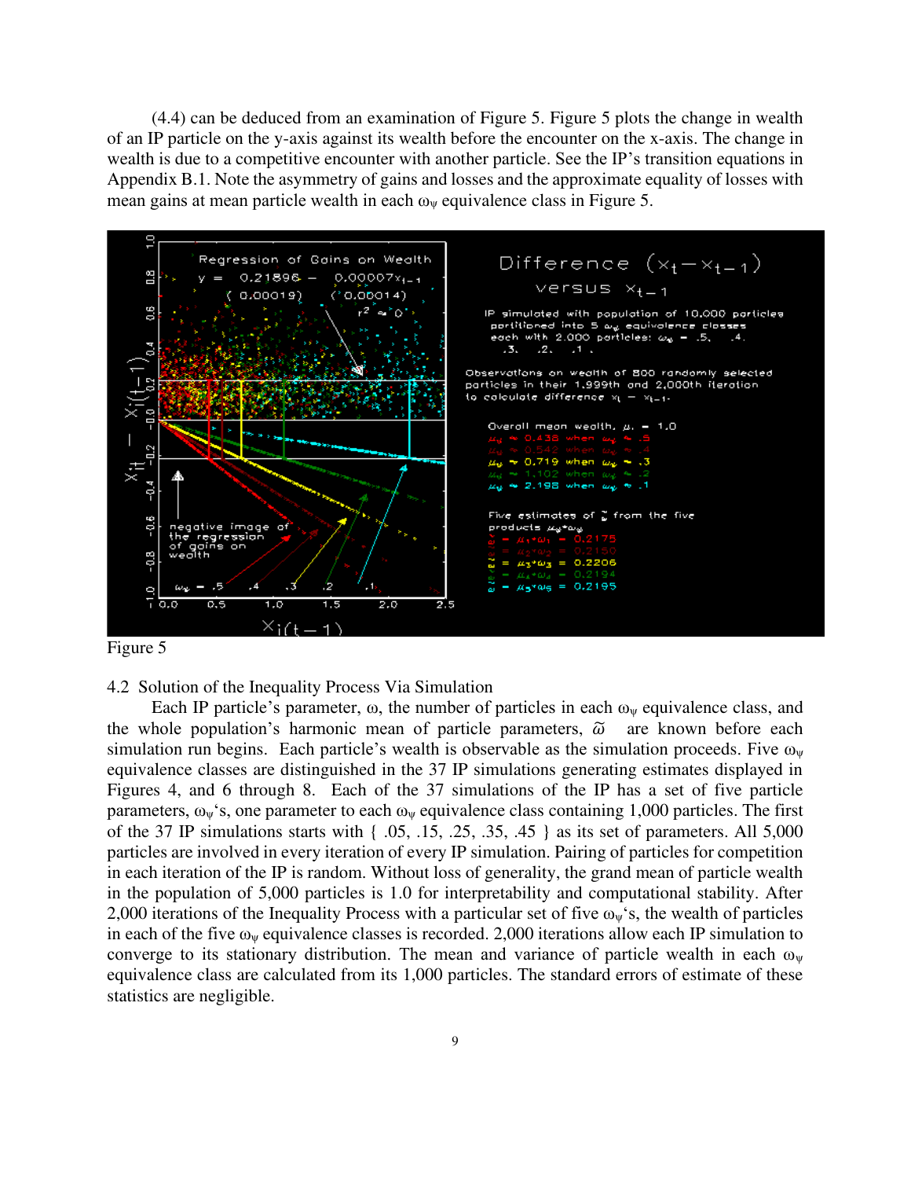(4.4) can be deduced from an examination of Figure 5. Figure 5 plots the change in wealth of an IP particle on the y-axis against its wealth before the encounter on the x-axis. The change in wealth is due to a competitive encounter with another particle. See the IP's transition equations in Appendix B.1. Note the asymmetry of gains and losses and the approximate equality of losses with mean gains at mean particle wealth in each $\omega_\psi$ equivalence class in Figure 5.

Figure 5

4.2 Solution of the Inequality Process Via Simulation

Each IP particle's parameter, $\omega$, the number of particles in each $\omega_\psi$ equivalence class, and the whole population's harmonic mean of particle parameters, $\tilde{\omega}$ are known before each simulation run begins. Each particle's wealth is observable as the simulation proceeds. Five $\omega_\psi$ equivalence classes are distinguished in the 37 IP simulations generating estimates displayed in Figures 4, and 6 through 8. Each of the 37 simulations of the IP has a set of five particle parameters, $\omega_\psi$'s, one parameter to each $\omega_\psi$ equivalence class containing 1,000 particles. The first of the 37 IP simulations starts with { .05, .15, .25, .35, .45 } as its set of parameters. All 5,000 particles are involved in every iteration of every IP simulation. Pairing of particles for competition in each iteration of the IP is random. Without loss of generality, the grand mean of particle wealth in the population of 5,000 particles is 1.0 for interpretability and computational stability. After 2,000 iterations of the Inequality Process with a particular set of five $\omega_\psi$'s, the wealth of particles in each of the five $\omega_\psi$ equivalence classes is recorded. 2,000 iterations allow each IP simulation to converge to its stationary distribution. The mean and variance of particle wealth in each $\omega_\psi$ equivalence class are calculated from its 1,000 particles. The standard errors of estimate of these statistics are negligible.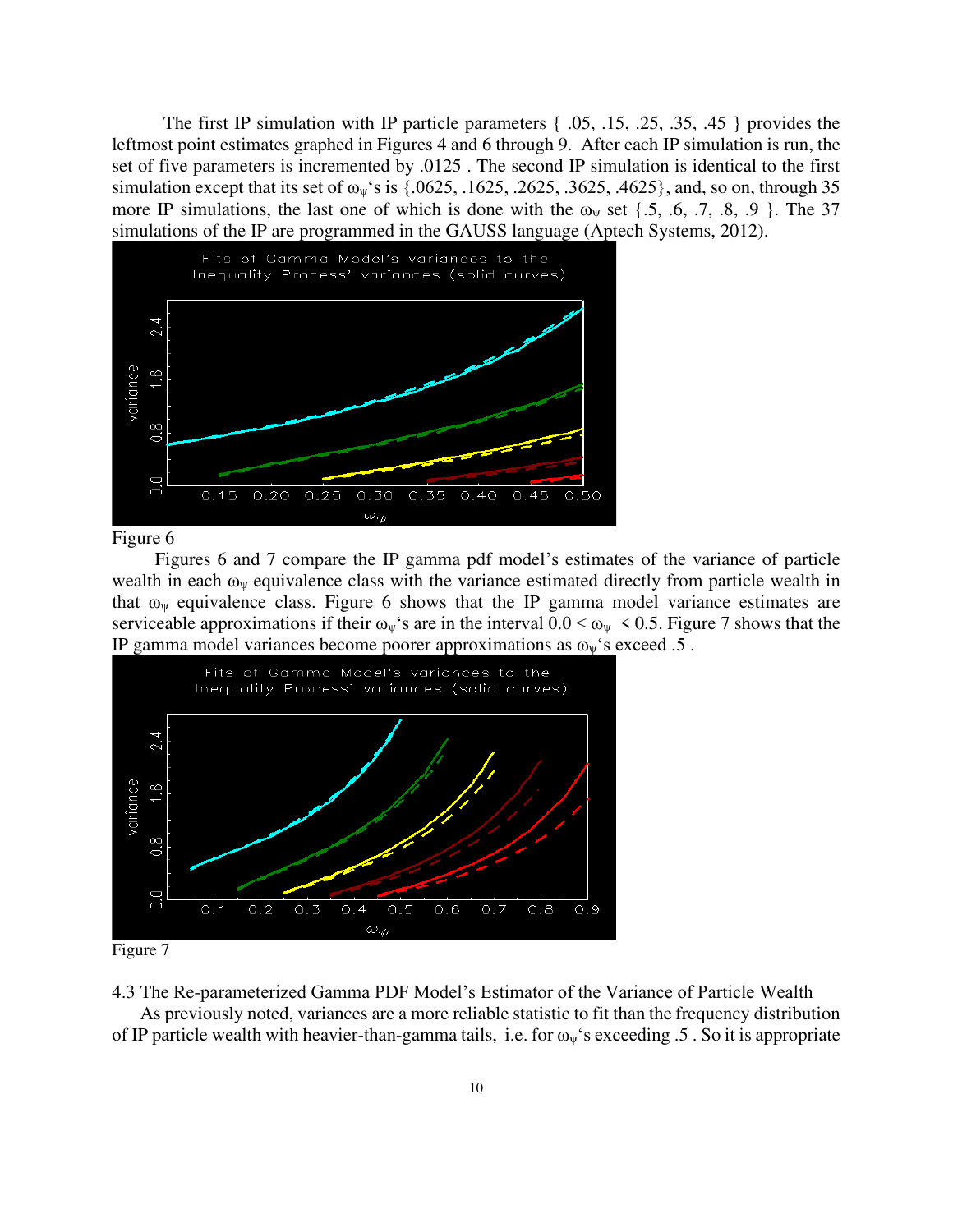The first IP simulation with IP particle parameters { .05, .15, .25, .35, .45 } provides the leftmost point estimates graphed in Figures 4 and 6 through 9. After each IP simulation is run, the set of five parameters is incremented by .0125 . The second IP simulation is identical to the first simulation except that its set of $\omega_\psi$'s is {.0625, .1625, .2625, .3625, .4625}, and, so on, through 35 more IP simulations, the last one of which is done with the $\omega_\psi$ set {.5, .6, .7, .8, .9 }. The 37 simulations of the IP are programmed in the GAUSS language (Aptech Systems, 2012).

Figure 6

Figures 6 and 7 compare the IP gamma pdf model's estimates of the variance of particle wealth in each $\omega_\psi$ equivalence class with the variance estimated directly from particle wealth in that $\omega_\psi$ equivalence class. Figure 6 shows that the IP gamma model variance estimates are serviceable approximations if their $\omega_\psi$'s are in the interval $0.0 < \omega_\psi < 0.5$. Figure 7 shows that the IP gamma model variances become poorer approximations as $\omega_\psi$'s exceed .5 .

Figure 7

4.3 The Re-parameterized Gamma PDF Model's Estimator of the Variance of Particle Wealth

As previously noted, variances are a more reliable statistic to fit than the frequency distribution of IP particle wealth with heavier-than-gamma tails, i.e. for $\omega_\psi$'s exceeding .5 . So it is appropriate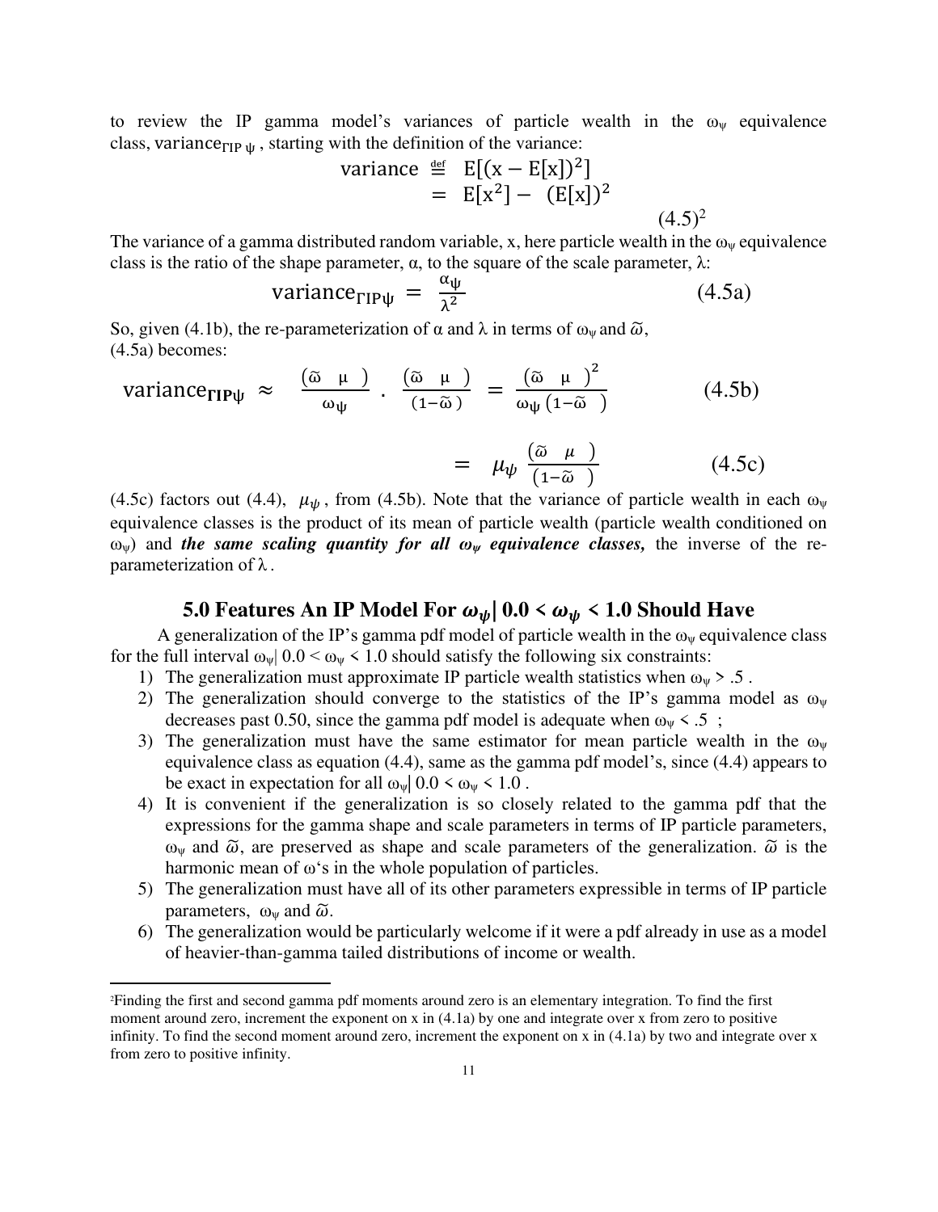to review the IP gamma model's variances of particle wealth in the $\omega_\psi$ equivalence class, $\text{variance}_{\Gamma\text{IP}\,\psi}$, starting with the definition of the variance:

$$\text{variance} \stackrel{\text{def}}{=} E[(x - E[x])^2]$$
$$= E[x^2] - (E[x])^2$$
$$(4.5)^2$$

The variance of a gamma distributed random variable, x, here particle wealth in the $\omega_\psi$ equivalence class is the ratio of the shape parameter, α, to the square of the scale parameter, λ:

$$\text{variance}_{\Gamma\text{IP}\psi} = \frac{\alpha_\psi}{\lambda^2} \qquad (4.5a)$$

So, given (4.1b), the re-parameterization of α and λ in terms of $\omega_\psi$ and $\widetilde{\omega}$, (4.5a) becomes:

$$\text{variance}_{\mathbf{\Gamma IP\psi}} \approx \frac{(\widetilde{\omega} \quad \mu \quad)}{\omega_\psi} \cdot \frac{(\widetilde{\omega} \quad \mu \quad)}{(1-\widetilde{\omega}\,)} = \frac{(\widetilde{\omega} \quad \mu \quad)^2}{\omega_\psi\,(1-\widetilde{\omega} \quad)} \qquad (4.5b)$$

$$= \mu_\psi \frac{(\widetilde{\omega} \quad \mu \quad)}{(1-\widetilde{\omega} \quad)} \qquad (4.5c)$$

(4.5c) factors out (4.4), $\mu_\psi$, from (4.5b). Note that the variance of particle wealth in each $\omega_\psi$ equivalence classes is the product of its mean of particle wealth (particle wealth conditioned on $\omega_\psi$) and ***the same scaling quantity for all $\omega_\psi$ equivalence classes,*** the inverse of the re-parameterization of λ.

## 5.0 Features An IP Model For $\omega_\psi$| 0.0 < $\omega_\psi$ < 1.0 Should Have

A generalization of the IP's gamma pdf model of particle wealth in the $\omega_\psi$ equivalence class for the full interval $\omega_\psi|\ 0.0 < \omega_\psi < 1.0$ should satisfy the following six constraints:

1) The generalization must approximate IP particle wealth statistics when $\omega_\psi > .5$ .
2) The generalization should converge to the statistics of the IP's gamma model as $\omega_\psi$ decreases past 0.50, since the gamma pdf model is adequate when $\omega_\psi < .5$ ;
3) The generalization must have the same estimator for mean particle wealth in the $\omega_\psi$ equivalence class as equation (4.4), same as the gamma pdf model's, since (4.4) appears to be exact in expectation for all $\omega_\psi|\ 0.0 < \omega_\psi < 1.0$ .
4) It is convenient if the generalization is so closely related to the gamma pdf that the expressions for the gamma shape and scale parameters in terms of IP particle parameters, $\omega_\psi$ and $\widetilde{\omega}$, are preserved as shape and scale parameters of the generalization. $\widetilde{\omega}$ is the harmonic mean of ω's in the whole population of particles.
5) The generalization must have all of its other parameters expressible in terms of IP particle parameters, $\omega_\psi$ and $\widetilde{\omega}$.
6) The generalization would be particularly welcome if it were a pdf already in use as a model of heavier-than-gamma tailed distributions of income or wealth.

---

[2]Finding the first and second gamma pdf moments around zero is an elementary integration. To find the first moment around zero, increment the exponent on x in (4.1a) by one and integrate over x from zero to positive infinity. To find the second moment around zero, increment the exponent on x in (4.1a) by two and integrate over x from zero to positive infinity.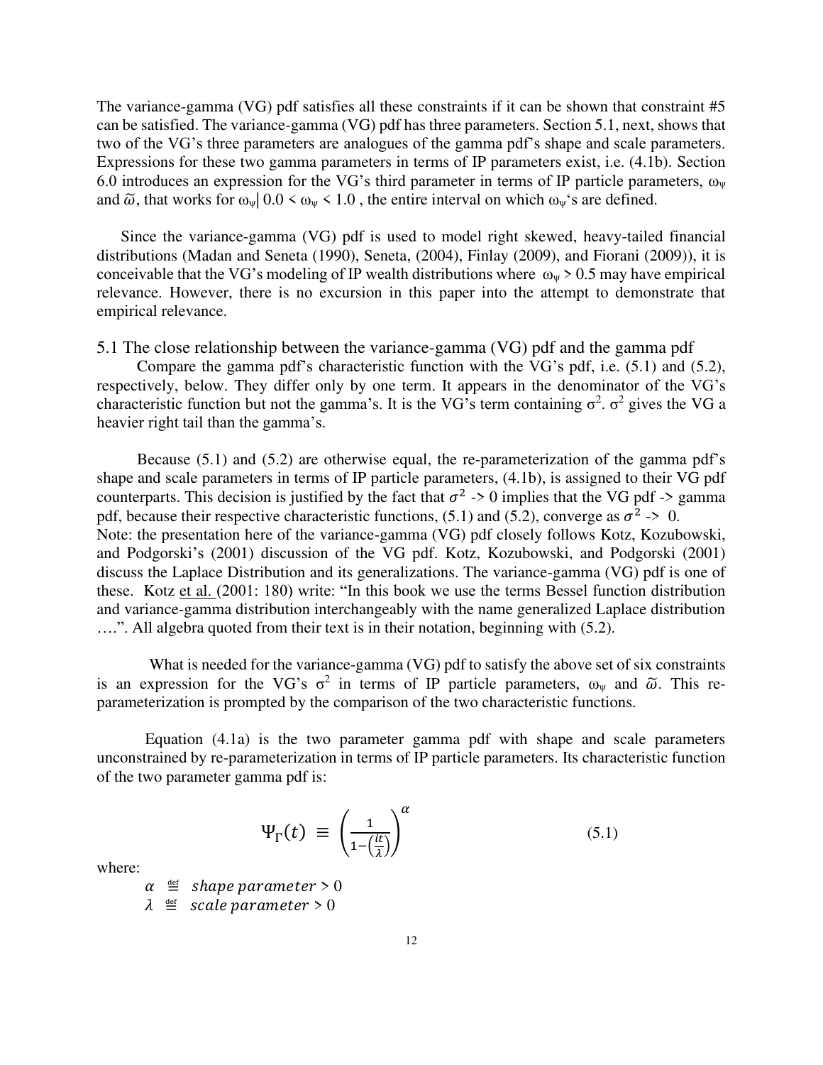The variance-gamma (VG) pdf satisfies all these constraints if it can be shown that constraint #5 can be satisfied. The variance-gamma (VG) pdf has three parameters. Section 5.1, next, shows that two of the VG's three parameters are analogues of the gamma pdf's shape and scale parameters. Expressions for these two gamma parameters in terms of IP parameters exist, i.e. (4.1b). Section 6.0 introduces an expression for the VG's third parameter in terms of IP particle parameters, $\omega_\psi$ and $\widetilde{\omega}$, that works for $\omega_\psi | \, 0.0 < \omega_\psi < 1.0$ , the entire interval on which $\omega_\psi$'s are defined.

Since the variance-gamma (VG) pdf is used to model right skewed, heavy-tailed financial distributions (Madan and Seneta (1990), Seneta, (2004), Finlay (2009), and Fiorani (2009)), it is conceivable that the VG's modeling of IP wealth distributions where $\omega_\psi > 0.5$ may have empirical relevance. However, there is no excursion in this paper into the attempt to demonstrate that empirical relevance.

## 5.1 The close relationship between the variance-gamma (VG) pdf and the gamma pdf

Compare the gamma pdf's characteristic function with the VG's pdf, i.e. (5.1) and (5.2), respectively, below. They differ only by one term. It appears in the denominator of the VG's characteristic function but not the gamma's. It is the VG's term containing $\sigma^2$. $\sigma^2$ gives the VG a heavier right tail than the gamma's.

Because (5.1) and (5.2) are otherwise equal, the re-parameterization of the gamma pdf's shape and scale parameters in terms of IP particle parameters, (4.1b), is assigned to their VG pdf counterparts. This decision is justified by the fact that $\sigma^2 \to 0$ implies that the VG pdf -> gamma pdf, because their respective characteristic functions, (5.1) and (5.2), converge as $\sigma^2 \to 0$.

Note: the presentation here of the variance-gamma (VG) pdf closely follows Kotz, Kozubowski, and Podgorski's (2001) discussion of the VG pdf. Kotz, Kozubowski, and Podgorski (2001) discuss the Laplace Distribution and its generalizations. The variance-gamma (VG) pdf is one of these. Kotz et al. (2001: 180) write: "In this book we use the terms Bessel function distribution and variance-gamma distribution interchangeably with the name generalized Laplace distribution ….". All algebra quoted from their text is in their notation, beginning with (5.2).

What is needed for the variance-gamma (VG) pdf to satisfy the above set of six constraints is an expression for the VG's $\sigma^2$ in terms of IP particle parameters, $\omega_\psi$ and $\widetilde{\omega}$. This re-parameterization is prompted by the comparison of the two characteristic functions.

Equation (4.1a) is the two parameter gamma pdf with shape and scale parameters unconstrained by re-parameterization in terms of IP particle parameters. Its characteristic function of the two parameter gamma pdf is:

$$\Psi_\Gamma(t) \equiv \left(\frac{1}{1-\left(\frac{it}{\lambda}\right)}\right)^{\alpha} \tag{5.1}$$

where:

$\alpha \overset{\text{def}}{\equiv}$ *shape parameter* $> 0$

$\lambda \overset{\text{def}}{\equiv}$ *scale parameter* $> 0$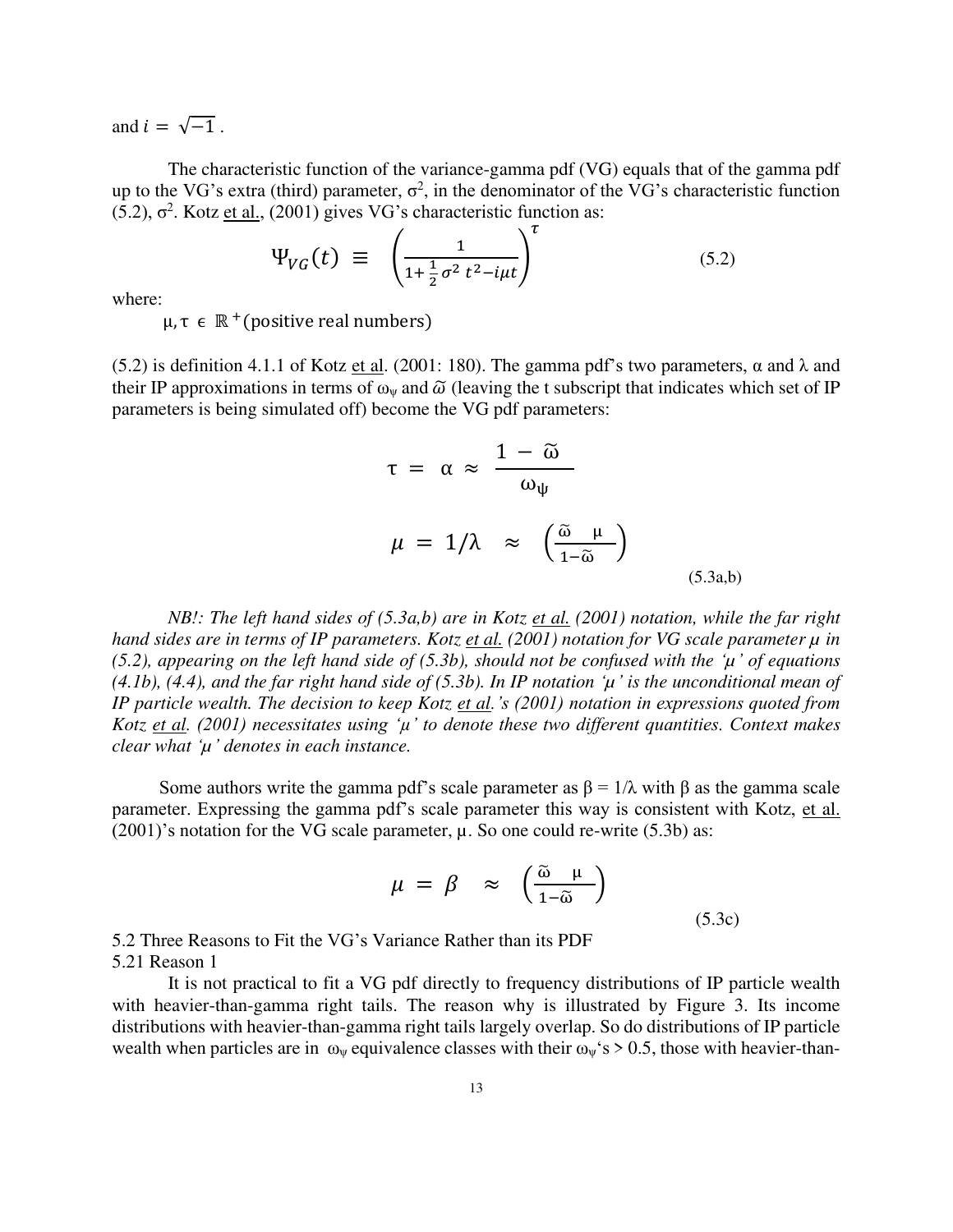and $i = \sqrt{-1}$ .

The characteristic function of the variance-gamma pdf (VG) equals that of the gamma pdf up to the VG's extra (third) parameter, $\sigma^2$, in the denominator of the VG's characteristic function (5.2), $\sigma^2$. Kotz et al., (2001) gives VG's characteristic function as:

$$\Psi_{VG}(t) \equiv \left(\frac{1}{1+\frac{1}{2}\sigma^2 t^2 - i\mu t}\right)^{\tau} \tag{5.2}$$

where:

$\mu, \tau \in \mathbb{R}^+$(positive real numbers)

(5.2) is definition 4.1.1 of Kotz et al. (2001: 180). The gamma pdf's two parameters, $\alpha$ and $\lambda$ and their IP approximations in terms of $\omega_\psi$ and $\tilde{\omega}$ (leaving the t subscript that indicates which set of IP parameters is being simulated off) become the VG pdf parameters:

$$\tau = \alpha \approx \frac{1 - \tilde{\omega}}{\omega_\psi}$$

$$\mu = 1/\lambda \approx \left(\frac{\tilde{\omega} \quad \mu}{1-\tilde{\omega}}\right) \tag{5.3a,b}$$

*NB!: The left hand sides of (5.3a,b) are in Kotz et al. (2001) notation, while the far right hand sides are in terms of IP parameters. Kotz et al. (2001) notation for VG scale parameter $\mu$ in (5.2), appearing on the left hand side of (5.3b), should not be confused with the '$\mu$' of equations (4.1b), (4.4), and the far right hand side of (5.3b). In IP notation '$\mu$' is the unconditional mean of IP particle wealth. The decision to keep Kotz et al.'s (2001) notation in expressions quoted from Kotz et al. (2001) necessitates using '$\mu$' to denote these two different quantities. Context makes clear what '$\mu$' denotes in each instance.*

Some authors write the gamma pdf's scale parameter as $\beta = 1/\lambda$ with $\beta$ as the gamma scale parameter. Expressing the gamma pdf's scale parameter this way is consistent with Kotz, et al. (2001)'s notation for the VG scale parameter, $\mu$. So one could re-write (5.3b) as:

$$\mu = \beta \approx \left(\frac{\tilde{\omega} \quad \mu}{1-\tilde{\omega}}\right) \tag{5.3c}$$

## 5.2 Three Reasons to Fit the VG's Variance Rather than its PDF

### 5.21 Reason 1

It is not practical to fit a VG pdf directly to frequency distributions of IP particle wealth with heavier-than-gamma right tails. The reason why is illustrated by Figure 3. Its income distributions with heavier-than-gamma right tails largely overlap. So do distributions of IP particle wealth when particles are in $\omega_\psi$ equivalence classes with their $\omega_\psi$'s > 0.5, those with heavier-than-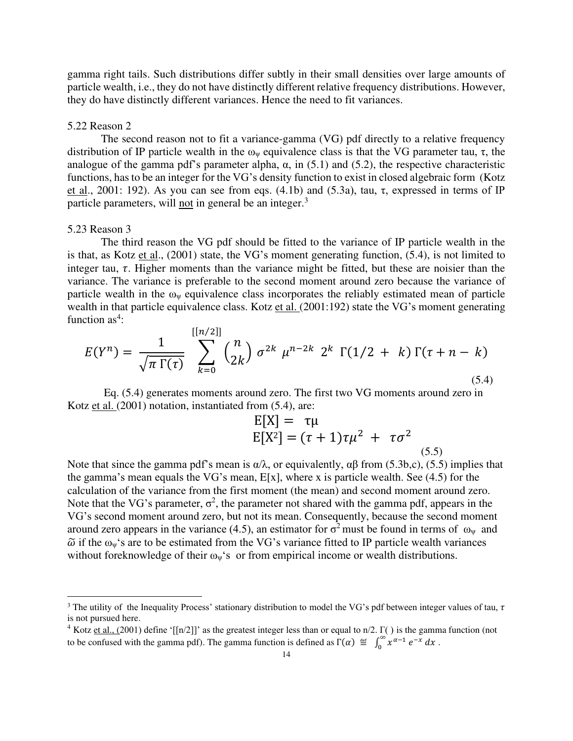gamma right tails. Such distributions differ subtly in their small densities over large amounts of particle wealth, i.e., they do not have distinctly different relative frequency distributions. However, they do have distinctly different variances. Hence the need to fit variances.

5.22 Reason 2

The second reason not to fit a variance-gamma (VG) pdf directly to a relative frequency distribution of IP particle wealth in the $\omega_\psi$ equivalence class is that the VG parameter tau, $\tau$, the analogue of the gamma pdf's parameter alpha, $\alpha$, in (5.1) and (5.2), the respective characteristic functions, has to be an integer for the VG's density function to exist in closed algebraic form (Kotz et al., 2001: 192). As you can see from eqs. (4.1b) and (5.3a), tau, $\tau$, expressed in terms of IP particle parameters, will not in general be an integer.[3]

5.23 Reason 3

The third reason the VG pdf should be fitted to the variance of IP particle wealth in the is that, as Kotz et al., (2001) state, the VG's moment generating function, (5.4), is not limited to integer tau, $\tau$. Higher moments than the variance might be fitted, but these are noisier than the variance. The variance is preferable to the second moment around zero because the variance of particle wealth in the $\omega_\psi$ equivalence class incorporates the reliably estimated mean of particle wealth in that particle equivalence class. Kotz et al. (2001:192) state the VG's moment generating function as[4]:

$$E(Y^n) = \frac{1}{\sqrt{\pi}\,\Gamma(\tau)} \sum_{k=0}^{[[n/2]]} \binom{n}{2k} \sigma^{2k} \mu^{n-2k} 2^k \, \Gamma(1/2 + k)\, \Gamma(\tau + n - k) \tag{5.4}$$

Eq. (5.4) generates moments around zero. The first two VG moments around zero in Kotz et al. (2001) notation, instantiated from (5.4), are:

$$\begin{aligned} \mathrm{E}[\mathrm{X}] &= \tau\mu \\ \mathrm{E}[\mathrm{X}^2] &= (\tau+1)\tau\mu^2 + \tau\sigma^2 \end{aligned} \tag{5.5}$$

Note that since the gamma pdf's mean is $\alpha/\lambda$, or equivalently, $\alpha\beta$ from (5.3b,c), (5.5) implies that the gamma's mean equals the VG's mean, E[x], where x is particle wealth. See (4.5) for the calculation of the variance from the first moment (the mean) and second moment around zero. Note that the VG's parameter, $\sigma^2$, the parameter not shared with the gamma pdf, appears in the VG's second moment around zero, but not its mean. Consequently, because the second moment around zero appears in the variance (4.5), an estimator for $\sigma^2$ must be found in terms of $\omega_\psi$ and $\widetilde{\omega}$ if the $\omega_\psi$'s are to be estimated from the VG's variance fitted to IP particle wealth variances without foreknowledge of their $\omega_\psi$'s or from empirical income or wealth distributions.

---

[3] The utility of the Inequality Process' stationary distribution to model the VG's pdf between integer values of tau, $\tau$ is not pursued here.

[4] Kotz et al., (2001) define '[[n/2]]' as the greatest integer less than or equal to n/2. $\Gamma(\,)$ is the gamma function (not to be confused with the gamma pdf). The gamma function is defined as $\Gamma(\alpha) \stackrel{\text{def}}{=} \int_0^\infty x^{\alpha-1} e^{-x}\, dx$ .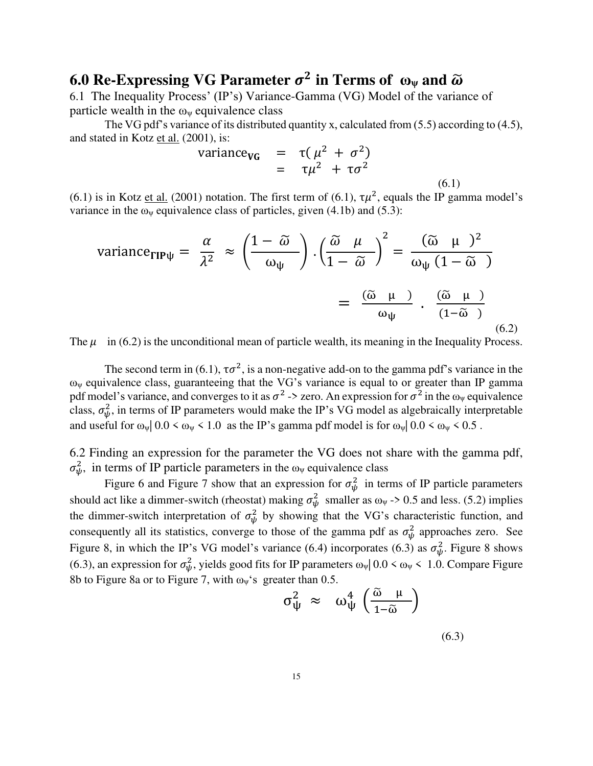# 6.0 Re-Expressing VG Parameter $\sigma^2$ in Terms of $\omega_\psi$ and $\tilde{\omega}$

6.1 The Inequality Process' (IP's) Variance-Gamma (VG) Model of the variance of particle wealth in the $\omega_\psi$ equivalence class

The VG pdf's variance of its distributed quantity x, calculated from (5.5) according to (4.5), and stated in Kotz et al. (2001), is:

$$
\begin{aligned}
\text{variance}_{\mathbf{VG}} &= \tau(\mu^2 + \sigma^2) \\
&= \tau\mu^2 + \tau\sigma^2
\end{aligned}
\tag{6.1}
$$

(6.1) is in Kotz et al. (2001) notation. The first term of (6.1), $\tau\mu^2$, equals the IP gamma model's variance in the $\omega_\psi$ equivalence class of particles, given (4.1b) and (5.3):

$$
\text{variance}_{\Gamma\text{IP}\psi} = \frac{\alpha}{\lambda^2} \approx \left(\frac{1-\tilde{\omega}}{\omega_\psi}\right) \cdot \left(\frac{\tilde{\omega}\quad\mu}{1-\tilde{\omega}}\right)^2 = \frac{(\tilde{\omega}\quad\mu\quad)^2}{\omega_\psi\,(1-\tilde{\omega}\quad)}
$$

$$
= \frac{(\tilde{\omega}\quad\mu\quad)}{\omega_\psi} \cdot \frac{(\tilde{\omega}\quad\mu\quad)}{(1-\tilde{\omega}\quad)}
\tag{6.2}
$$

The $\mu$ in (6.2) is the unconditional mean of particle wealth, its meaning in the Inequality Process.

The second term in (6.1), $\tau\sigma^2$, is a non-negative add-on to the gamma pdf's variance in the $\omega_\psi$ equivalence class, guaranteeing that the VG's variance is equal to or greater than IP gamma pdf model's variance, and converges to it as $\sigma^2$ -> zero. An expression for $\sigma^2$ in the $\omega_\psi$ equivalence class, $\sigma_\psi^2$, in terms of IP parameters would make the IP's VG model as algebraically interpretable and useful for $\omega_\psi | 0.0 < \omega_\psi < 1.0$ as the IP's gamma pdf model is for $\omega_\psi | 0.0 < \omega_\psi < 0.5$ .

6.2 Finding an expression for the parameter the VG does not share with the gamma pdf, $\sigma_\psi^2$, in terms of IP particle parameters in the $\omega_\psi$ equivalence class

Figure 6 and Figure 7 show that an expression for $\sigma_\psi^2$ in terms of IP particle parameters should act like a dimmer-switch (rheostat) making $\sigma_\psi^2$ smaller as $\omega_\psi$ -> 0.5 and less. (5.2) implies the dimmer-switch interpretation of $\sigma_\psi^2$ by showing that the VG's characteristic function, and consequently all its statistics, converge to those of the gamma pdf as $\sigma_\psi^2$ approaches zero. See Figure 8, in which the IP's VG model's variance (6.4) incorporates (6.3) as $\sigma_\psi^2$. Figure 8 shows (6.3), an expression for $\sigma_\psi^2$, yields good fits for IP parameters $\omega_\psi | 0.0 < \omega_\psi < 1.0$. Compare Figure 8b to Figure 8a or to Figure 7, with $\omega_\psi$'s greater than 0.5.

$$
\sigma_\psi^2 \approx \omega_\psi^4 \left(\frac{\tilde{\omega}\quad\mu}{1-\tilde{\omega}}\right)
\tag{6.3}
$$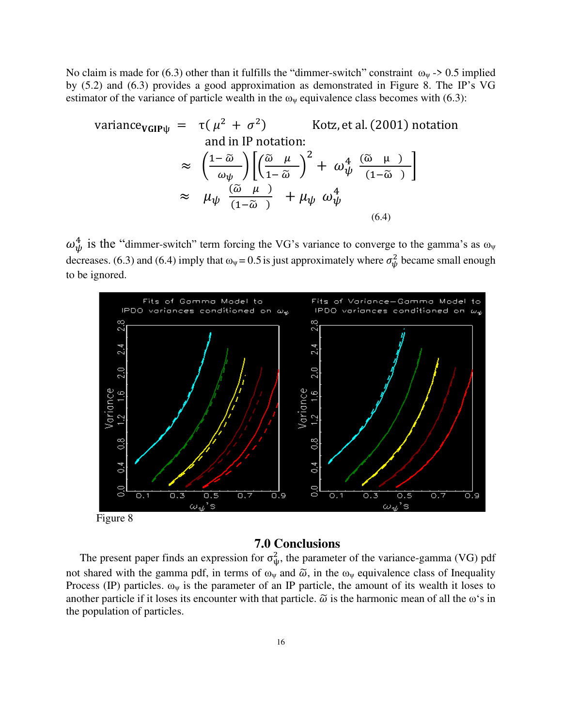No claim is made for (6.3) other than it fulfills the "dimmer-switch" constraint $\omega_\psi \to 0.5$ implied by (5.2) and (6.3) provides a good approximation as demonstrated in Figure 8. The IP's VG estimator of the variance of particle wealth in the $\omega_\psi$ equivalence class becomes with (6.3):

$$
\begin{aligned}
\text{variance}_{\mathbf{VGIP}\psi} &= \tau(\mu^2 + \sigma^2) \qquad \text{Kotz, et al. (2001) notation} \\
&\quad \text{and in IP notation:} \\
&\approx \left(\frac{1-\tilde{\omega}}{\omega_\psi}\right)\left[\left(\frac{\tilde{\omega} \quad \mu}{1-\tilde{\omega}}\right)^2 + \omega_\psi^4 \; \frac{(\tilde{\omega} \quad \mu \;)}{(1-\tilde{\omega} \quad)}\right] \\
&\approx \mu_\psi \; \frac{(\tilde{\omega} \quad \mu \;)}{(1-\tilde{\omega} \quad)} + \mu_\psi \; \omega_\psi^4
\end{aligned}
\qquad (6.4)
$$

$\omega_\psi^4$ is the "dimmer-switch" term forcing the VG's variance to converge to the gamma's as $\omega_\psi$ decreases. (6.3) and (6.4) imply that $\omega_\psi = 0.5$ is just approximately where $\sigma_\psi^2$ became small enough to be ignored.

Figure 8

## 7.0 Conclusions

The present paper finds an expression for $\sigma_\psi^2$, the parameter of the variance-gamma (VG) pdf not shared with the gamma pdf, in terms of $\omega_\psi$ and $\tilde{\omega}$, in the $\omega_\psi$ equivalence class of Inequality Process (IP) particles. $\omega_\psi$ is the parameter of an IP particle, the amount of its wealth it loses to another particle if it loses its encounter with that particle. $\tilde{\omega}$ is the harmonic mean of all the $\omega$'s in the population of particles.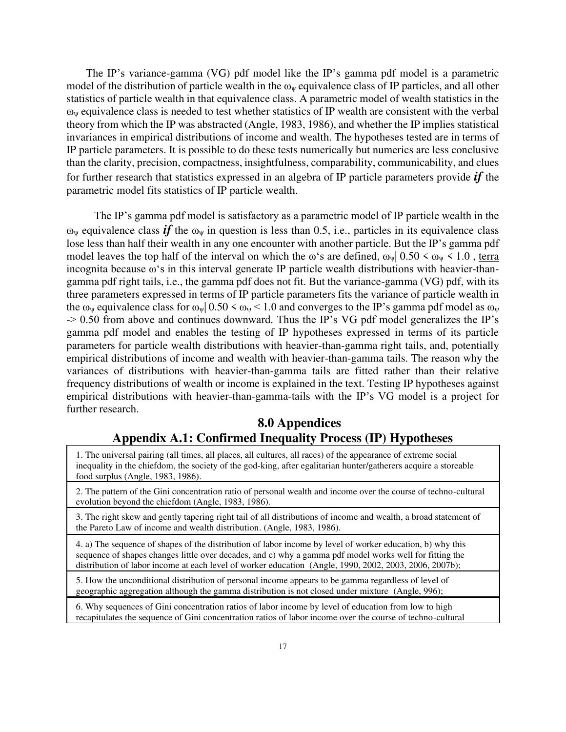The IP's variance-gamma (VG) pdf model like the IP's gamma pdf model is a parametric model of the distribution of particle wealth in the $\omega_\psi$ equivalence class of IP particles, and all other statistics of particle wealth in that equivalence class. A parametric model of wealth statistics in the $\omega_\psi$ equivalence class is needed to test whether statistics of IP wealth are consistent with the verbal theory from which the IP was abstracted (Angle, 1983, 1986), and whether the IP implies statistical invariances in empirical distributions of income and wealth. The hypotheses tested are in terms of IP particle parameters. It is possible to do these tests numerically but numerics are less conclusive than the clarity, precision, compactness, insightfulness, comparability, communicability, and clues for further research that statistics expressed in an algebra of IP particle parameters provide ***if*** the parametric model fits statistics of IP particle wealth.

The IP's gamma pdf model is satisfactory as a parametric model of IP particle wealth in the $\omega_\psi$ equivalence class ***if*** the $\omega_\psi$ in question is less than 0.5, i.e., particles in its equivalence class lose less than half their wealth in any one encounter with another particle. But the IP's gamma pdf model leaves the top half of the interval on which the $\omega$'s are defined, $\omega_\psi| \, 0.50 < \omega_\psi < 1.0$ , terra incognita because $\omega$'s in this interval generate IP particle wealth distributions with heavier-than-gamma pdf right tails, i.e., the gamma pdf does not fit. But the variance-gamma (VG) pdf, with its three parameters expressed in terms of IP particle parameters fits the variance of particle wealth in the $\omega_\psi$ equivalence class for $\omega_\psi| \, 0.50 < \omega_\psi < 1.0$ and converges to the IP's gamma pdf model as $\omega_\psi \to 0.50$ from above and continues downward. Thus the IP's VG pdf model generalizes the IP's gamma pdf model and enables the testing of IP hypotheses expressed in terms of its particle parameters for particle wealth distributions with heavier-than-gamma right tails, and, potentially empirical distributions of income and wealth with heavier-than-gamma tails. The reason why the variances of distributions with heavier-than-gamma tails are fitted rather than their relative frequency distributions of wealth or income is explained in the text. Testing IP hypotheses against empirical distributions with heavier-than-gamma-tails with the IP's VG model is a project for further research.

## 8.0 Appendices

### Appendix A.1: Confirmed Inequality Process (IP) Hypotheses

| |
|---|
| 1. The universal pairing (all times, all places, all cultures, all races) of the appearance of extreme social inequality in the chiefdom, the society of the god-king, after egalitarian hunter/gatherers acquire a storeable food surplus (Angle, 1983, 1986). |
| 2. The pattern of the Gini concentration ratio of personal wealth and income over the course of techno-cultural evolution beyond the chiefdom (Angle, 1983, 1986). |
| 3. The right skew and gently tapering right tail of all distributions of income and wealth, a broad statement of the Pareto Law of income and wealth distribution. (Angle, 1983, 1986). |
| 4. a) The sequence of shapes of the distribution of labor income by level of worker education, b) why this sequence of shapes changes little over decades, and c) why a gamma pdf model works well for fitting the distribution of labor income at each level of worker education (Angle, 1990, 2002, 2003, 2006, 2007b); |
| 5. How the unconditional distribution of personal income appears to be gamma regardless of level of geographic aggregation although the gamma distribution is not closed under mixture (Angle, 996); |
| 6. Why sequences of Gini concentration ratios of labor income by level of education from low to high recapitulates the sequence of Gini concentration ratios of labor income over the course of techno-cultural |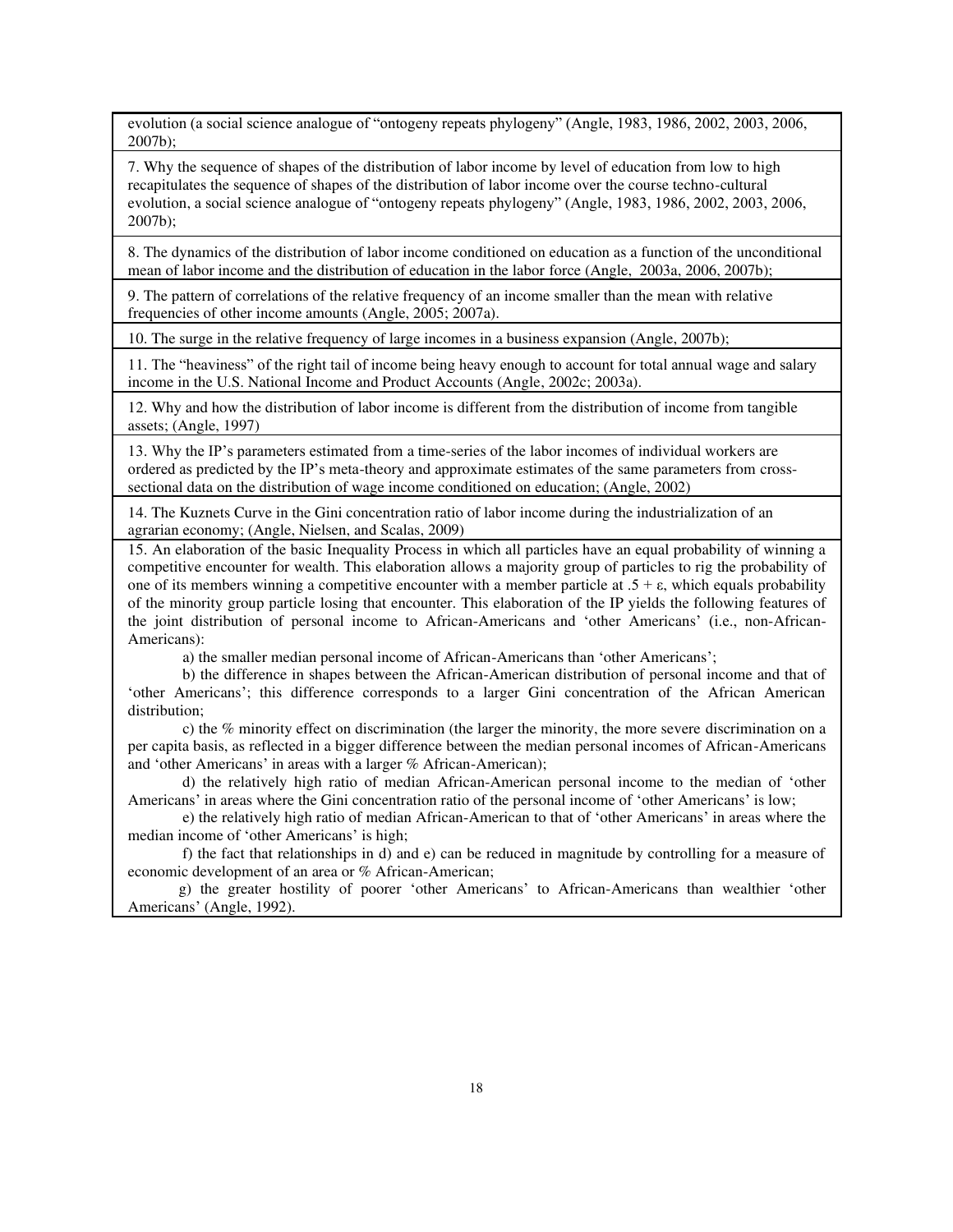| |
|---|
| evolution (a social science analogue of "ontogeny repeats phylogeny" (Angle, 1983, 1986, 2002, 2003, 2006, 2007b); |
| 7. Why the sequence of shapes of the distribution of labor income by level of education from low to high recapitulates the sequence of shapes of the distribution of labor income over the course techno-cultural evolution, a social science analogue of "ontogeny repeats phylogeny" (Angle, 1983, 1986, 2002, 2003, 2006, 2007b); |
| 8. The dynamics of the distribution of labor income conditioned on education as a function of the unconditional mean of labor income and the distribution of education in the labor force (Angle, 2003a, 2006, 2007b); |
| 9. The pattern of correlations of the relative frequency of an income smaller than the mean with relative frequencies of other income amounts (Angle, 2005; 2007a). |
| 10. The surge in the relative frequency of large incomes in a business expansion (Angle, 2007b); |
| 11. The "heaviness" of the right tail of income being heavy enough to account for total annual wage and salary income in the U.S. National Income and Product Accounts (Angle, 2002c; 2003a). |
| 12. Why and how the distribution of labor income is different from the distribution of income from tangible assets; (Angle, 1997) |
| 13. Why the IP's parameters estimated from a time-series of the labor incomes of individual workers are ordered as predicted by the IP's meta-theory and approximate estimates of the same parameters from cross-sectional data on the distribution of wage income conditioned on education; (Angle, 2002) |
| 14. The Kuznets Curve in the Gini concentration ratio of labor income during the industrialization of an agrarian economy; (Angle, Nielsen, and Scalas, 2009) |
| 15. An elaboration of the basic Inequality Process in which all particles have an equal probability of winning a competitive encounter for wealth. This elaboration allows a majority group of particles to rig the probability of one of its members winning a competitive encounter with a member particle at $.5 + \varepsilon$, which equals probability of the minority group particle losing that encounter. This elaboration of the IP yields the following features of the joint distribution of personal income to African-Americans and 'other Americans' (i.e., non-African-Americans):<br>a) the smaller median personal income of African-Americans than 'other Americans';<br>b) the difference in shapes between the African-American distribution of personal income and that of 'other Americans'; this difference corresponds to a larger Gini concentration of the African American distribution;<br>c) the % minority effect on discrimination (the larger the minority, the more severe discrimination on a per capita basis, as reflected in a bigger difference between the median personal incomes of African-Americans and 'other Americans' in areas with a larger % African-American);<br>d) the relatively high ratio of median African-American personal income to the median of 'other Americans' in areas where the Gini concentration ratio of the personal income of 'other Americans' is low;<br>e) the relatively high ratio of median African-American to that of 'other Americans' in areas where the median income of 'other Americans' is high;<br>f) the fact that relationships in d) and e) can be reduced in magnitude by controlling for a measure of economic development of an area or % African-American;<br>g) the greater hostility of poorer 'other Americans' to African-Americans than wealthier 'other Americans' (Angle, 1992). |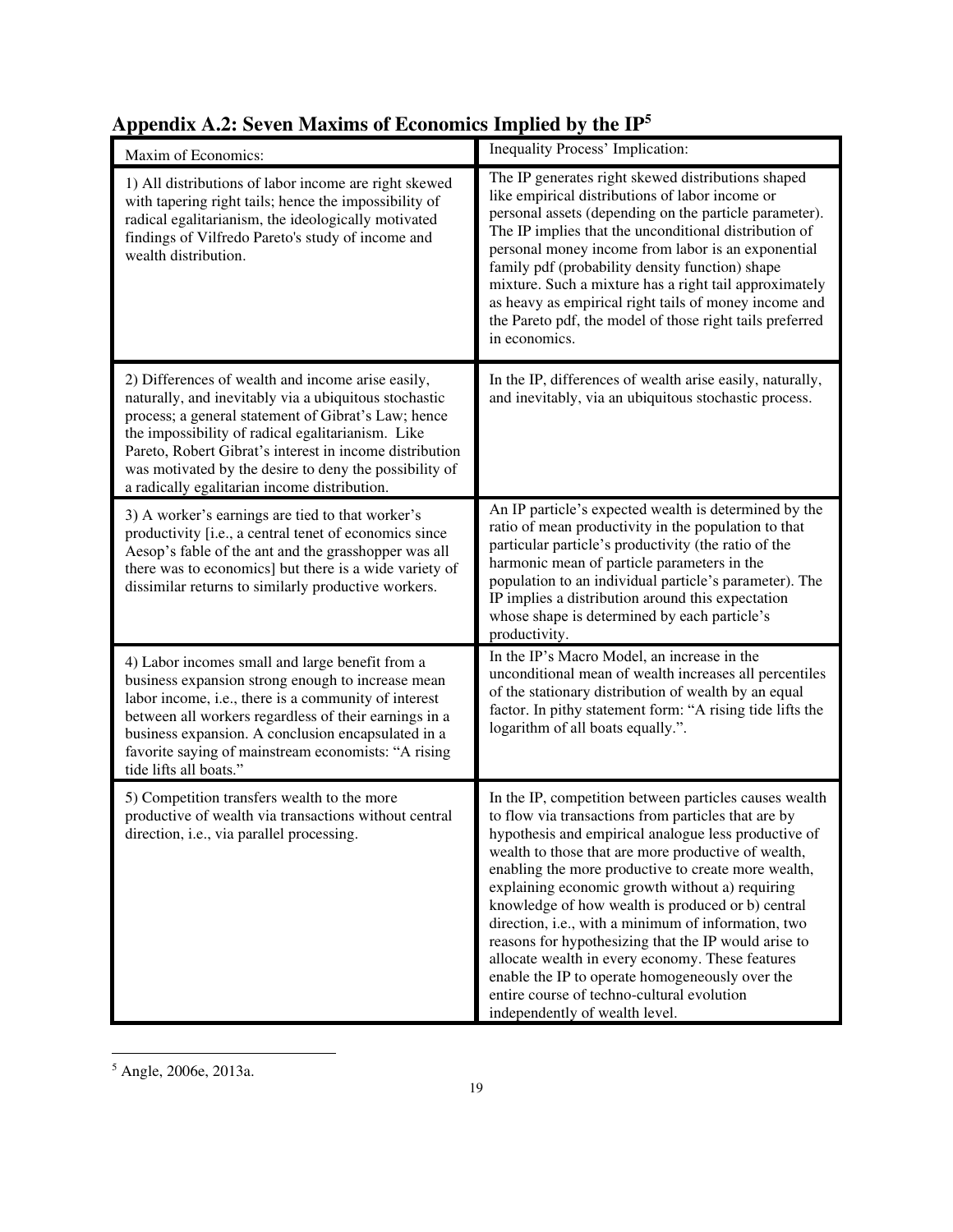## Appendix A.2: Seven Maxims of Economics Implied by the IP[5]

| Maxim of Economics: | Inequality Process' Implication: |
|---|---|
| 1) All distributions of labor income are right skewed with tapering right tails; hence the impossibility of radical egalitarianism, the ideologically motivated findings of Vilfredo Pareto's study of income and wealth distribution. | The IP generates right skewed distributions shaped like empirical distributions of labor income or personal assets (depending on the particle parameter). The IP implies that the unconditional distribution of personal money income from labor is an exponential family pdf (probability density function) shape mixture. Such a mixture has a right tail approximately as heavy as empirical right tails of money income and the Pareto pdf, the model of those right tails preferred in economics. |
| 2) Differences of wealth and income arise easily, naturally, and inevitably via a ubiquitous stochastic process; a general statement of Gibrat's Law; hence the impossibility of radical egalitarianism. Like Pareto, Robert Gibrat's interest in income distribution was motivated by the desire to deny the possibility of a radically egalitarian income distribution. | In the IP, differences of wealth arise easily, naturally, and inevitably, via an ubiquitous stochastic process. |
| 3) A worker's earnings are tied to that worker's productivity [i.e., a central tenet of economics since Aesop's fable of the ant and the grasshopper was all there was to economics] but there is a wide variety of dissimilar returns to similarly productive workers. | An IP particle's expected wealth is determined by the ratio of mean productivity in the population to that particular particle's productivity (the ratio of the harmonic mean of particle parameters in the population to an individual particle's parameter). The IP implies a distribution around this expectation whose shape is determined by each particle's productivity. |
| 4) Labor incomes small and large benefit from a business expansion strong enough to increase mean labor income, i.e., there is a community of interest between all workers regardless of their earnings in a business expansion. A conclusion encapsulated in a favorite saying of mainstream economists: "A rising tide lifts all boats." | In the IP's Macro Model, an increase in the unconditional mean of wealth increases all percentiles of the stationary distribution of wealth by an equal factor. In pithy statement form: "A rising tide lifts the logarithm of all boats equally.". |
| 5) Competition transfers wealth to the more productive of wealth via transactions without central direction, i.e., via parallel processing. | In the IP, competition between particles causes wealth to flow via transactions from particles that are by hypothesis and empirical analogue less productive of wealth to those that are more productive of wealth, enabling the more productive to create more wealth, explaining economic growth without a) requiring knowledge of how wealth is produced or b) central direction, i.e., with a minimum of information, two reasons for hypothesizing that the IP would arise to allocate wealth in every economy. These features enable the IP to operate homogeneously over the entire course of techno-cultural evolution independently of wealth level. |

[5] Angle, 2006e, 2013a.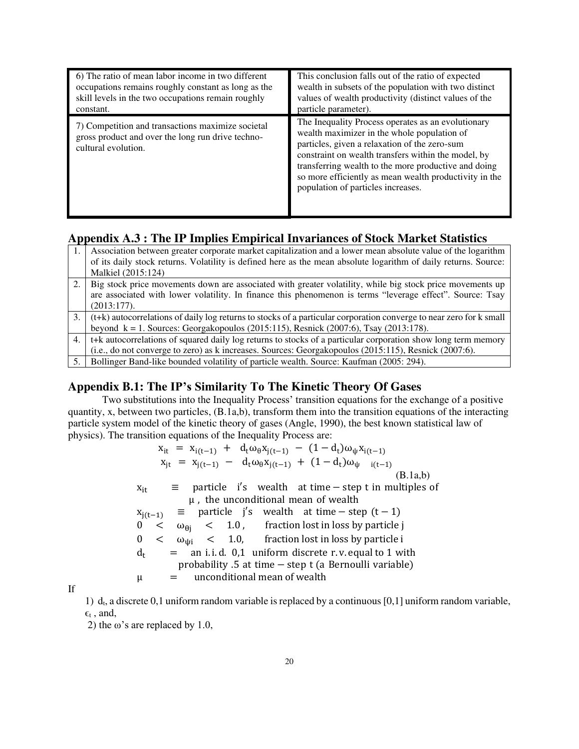| | |
|---|---|
| 6) The ratio of mean labor income in two different occupations remains roughly constant as long as the skill levels in the two occupations remain roughly constant. | This conclusion falls out of the ratio of expected wealth in subsets of the population with two distinct values of wealth productivity (distinct values of the particle parameter). |
| 7) Competition and transactions maximize societal gross product and over the long run drive techno-cultural evolution. | The Inequality Process operates as an evolutionary wealth maximizer in the whole population of particles, given a relaxation of the zero-sum constraint on wealth transfers within the model, by transferring wealth to the more productive and doing so more efficiently as mean wealth productivity in the population of particles increases. |

## Appendix A.3 : The IP Implies Empirical Invariances of Stock Market Statistics

| | |
|---|---|
| 1. | Association between greater corporate market capitalization and a lower mean absolute value of the logarithm of its daily stock returns. Volatility is defined here as the mean absolute logarithm of daily returns. Source: Malkiel (2015:124) |
| 2. | Big stock price movements down are associated with greater volatility, while big stock price movements up are associated with lower volatility. In finance this phenomenon is terms "leverage effect". Source: Tsay (2013:177). |
| 3. | (t+k) autocorrelations of daily log returns to stocks of a particular corporation converge to near zero for k small beyond k = 1. Sources: Georgakopoulos (2015:115), Resnick (2007:6), Tsay (2013:178). |
| 4. | t+k autocorrelations of squared daily log returns to stocks of a particular corporation show long term memory (i.e., do not converge to zero) as k increases. Sources: Georgakopoulos (2015:115), Resnick (2007:6). |
| 5. | Bollinger Band-like bounded volatility of particle wealth. Source: Kaufman (2005: 294). |

## Appendix B.1: The IP's Similarity To The Kinetic Theory Of Gases

Two substitutions into the Inequality Process' transition equations for the exchange of a positive quantity, x, between two particles, (B.1a,b), transform them into the transition equations of the interacting particle system model of the kinetic theory of gases (Angle, 1990), the best known statistical law of physics). The transition equations of the Inequality Process are:

$$x_{it} = x_{i(t-1)} + d_t \omega_\theta x_{j(t-1)} - (1-d_t)\omega_\psi x_{i(t-1)}$$
$$x_{jt} = x_{j(t-1)} - d_t \omega_\theta x_{j(t-1)} + (1-d_t)\omega_\psi \quad {}_{i(t-1)} \qquad \text{(B.1a,b)}$$

$x_{it} \equiv$ particle i's wealth at time − step t in multiples of $\mu$, the unconditional mean of wealth

$x_{j(t-1)} \equiv$ particle j's wealth at time − step (t − 1)

$0 < \omega_{\theta j} < 1.0$, fraction lost in loss by particle j

$0 < \omega_{\psi i} < 1.0$, fraction lost in loss by particle i

$d_t =$ an i.i.d. 0,1 uniform discrete r.v. equal to 1 with probability .5 at time − step t (a Bernoulli variable)

$\mu =$ unconditional mean of wealth

If

1) $d_t$, a discrete 0,1 uniform random variable is replaced by a continuous [0,1] uniform random variable, $\epsilon_t$, and,

2) the $\omega$'s are replaced by 1.0,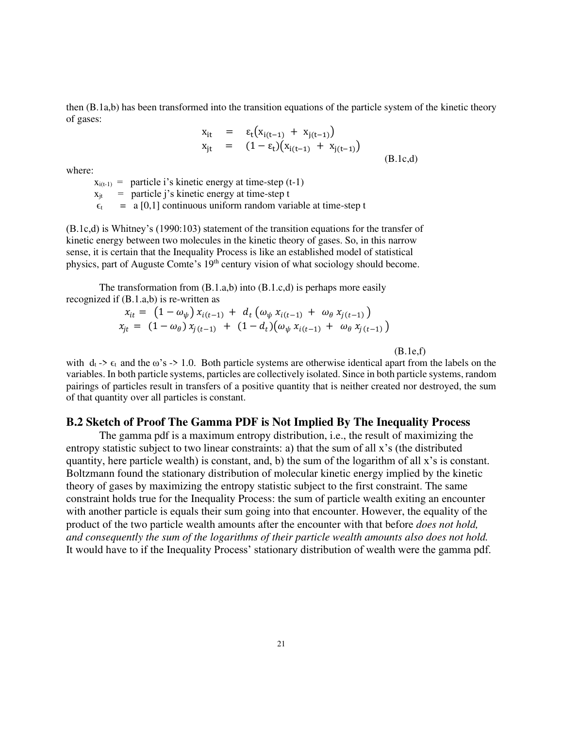then (B.1a,b) has been transformed into the transition equations of the particle system of the kinetic theory of gases:

$$
\begin{aligned}
x_{it} &= \varepsilon_t \left( x_{i(t-1)} + x_{j(t-1)} \right) \\
x_{jt} &= (1 - \varepsilon_t)\left( x_{i(t-1)} + x_{j(t-1)} \right)
\end{aligned}
\qquad \text{(B.1c,d)}
$$

where:

- $x_{i(t-1)}$ = particle i's kinetic energy at time-step (t-1)
- $x_{jt}$ = particle j's kinetic energy at time-step t
- $\epsilon_t$ = a [0,1] continuous uniform random variable at time-step t

(B.1c,d) is Whitney's (1990:103) statement of the transition equations for the transfer of kinetic energy between two molecules in the kinetic theory of gases. So, in this narrow sense, it is certain that the Inequality Process is like an established model of statistical physics, part of Auguste Comte's 19th century vision of what sociology should become.

The transformation from (B.1.a,b) into (B.1.c,d) is perhaps more easily recognized if (B.1.a,b) is re-written as

$$
\begin{aligned}
x_{it} &= \left(1 - \omega_\psi\right) x_{i(t-1)} + d_t \left(\omega_\psi \, x_{i(t-1)} + \omega_\theta \, x_{j(t-1)}\right) \\
x_{jt} &= \left(1 - \omega_\theta\right) x_{j(t-1)} + \left(1 - d_t\right)\left(\omega_\psi \, x_{i(t-1)} + \omega_\theta \, x_{j(t-1)}\right)
\end{aligned}
\qquad \text{(B.1e,f)}
$$

with $d_t \rightarrow \epsilon_t$ and the ω's -> 1.0. Both particle systems are otherwise identical apart from the labels on the variables. In both particle systems, particles are collectively isolated. Since in both particle systems, random pairings of particles result in transfers of a positive quantity that is neither created nor destroyed, the sum of that quantity over all particles is constant.

## B.2 Sketch of Proof The Gamma PDF is Not Implied By The Inequality Process

The gamma pdf is a maximum entropy distribution, i.e., the result of maximizing the entropy statistic subject to two linear constraints: a) that the sum of all x's (the distributed quantity, here particle wealth) is constant, and, b) the sum of the logarithm of all x's is constant. Boltzmann found the stationary distribution of molecular kinetic energy implied by the kinetic theory of gases by maximizing the entropy statistic subject to the first constraint. The same constraint holds true for the Inequality Process: the sum of particle wealth exiting an encounter with another particle is equals their sum going into that encounter. However, the equality of the product of the two particle wealth amounts after the encounter with that before *does not hold, and consequently the sum of the logarithms of their particle wealth amounts also does not hold.* It would have to if the Inequality Process' stationary distribution of wealth were the gamma pdf.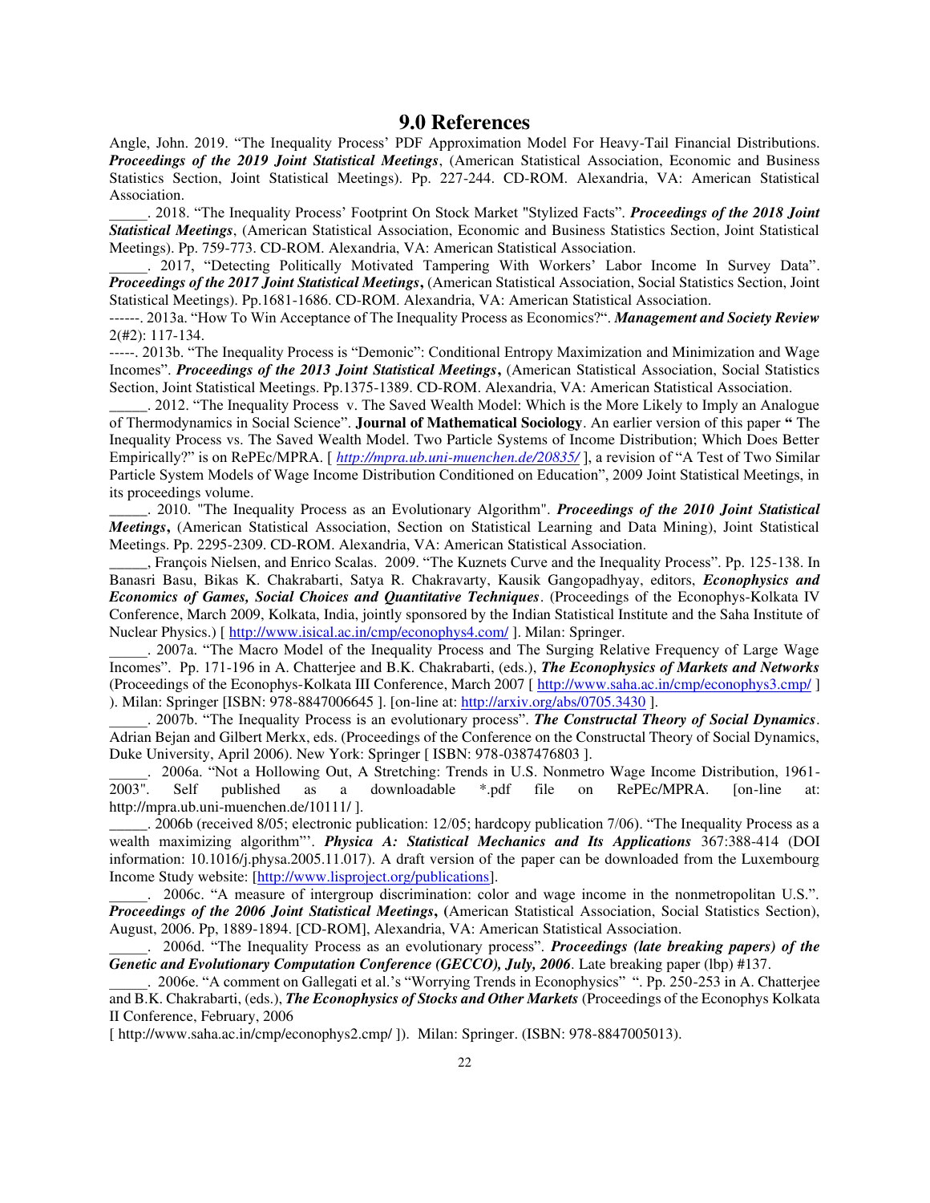## 9.0 References

Angle, John. 2019. "The Inequality Process' PDF Approximation Model For Heavy-Tail Financial Distributions. ***Proceedings of the 2019 Joint Statistical Meetings***, (American Statistical Association, Economic and Business Statistics Section, Joint Statistical Meetings). Pp. 227-244. CD-ROM. Alexandria, VA: American Statistical Association.

_____. 2018. "The Inequality Process' Footprint On Stock Market "Stylized Facts". ***Proceedings of the 2018 Joint Statistical Meetings***, (American Statistical Association, Economic and Business Statistics Section, Joint Statistical Meetings). Pp. 759-773. CD-ROM. Alexandria, VA: American Statistical Association.

_____. 2017, "Detecting Politically Motivated Tampering With Workers' Labor Income In Survey Data". ***Proceedings of the 2017 Joint Statistical Meetings*****,** (American Statistical Association, Social Statistics Section, Joint Statistical Meetings). Pp.1681-1686. CD-ROM. Alexandria, VA: American Statistical Association.

------. 2013a. "How To Win Acceptance of The Inequality Process as Economics?". ***Management and Society Review*** 2(#2): 117-134.

-----. 2013b. "The Inequality Process is "Demonic": Conditional Entropy Maximization and Minimization and Wage Incomes". ***Proceedings of the 2013 Joint Statistical Meetings*****,** (American Statistical Association, Social Statistics Section, Joint Statistical Meetings. Pp.1375-1389. CD-ROM. Alexandria, VA: American Statistical Association.

_____. 2012. "The Inequality Process v. The Saved Wealth Model: Which is the More Likely to Imply an Analogue of Thermodynamics in Social Science". **Journal of Mathematical Sociology**. An earlier version of this paper **"** The Inequality Process vs. The Saved Wealth Model. Two Particle Systems of Income Distribution; Which Does Better Empirically?" is on RePEc/MPRA. [ *http://mpra.ub.uni-muenchen.de/20835/* ], a revision of "A Test of Two Similar Particle System Models of Wage Income Distribution Conditioned on Education", 2009 Joint Statistical Meetings, in its proceedings volume.

_____. 2010. "The Inequality Process as an Evolutionary Algorithm". ***Proceedings of the 2010 Joint Statistical Meetings*****,** (American Statistical Association, Section on Statistical Learning and Data Mining), Joint Statistical Meetings. Pp. 2295-2309. CD-ROM. Alexandria, VA: American Statistical Association.

_____, François Nielsen, and Enrico Scalas. 2009. "The Kuznets Curve and the Inequality Process". Pp. 125-138. In Banasri Basu, Bikas K. Chakrabarti, Satya R. Chakravarty, Kausik Gangopadhyay, editors, ***Econophysics and Economics of Games, Social Choices and Quantitative Techniques***. (Proceedings of the Econophys-Kolkata IV Conference, March 2009, Kolkata, India, jointly sponsored by the Indian Statistical Institute and the Saha Institute of Nuclear Physics.) [ http://www.isical.ac.in/cmp/econophys4.com/ ]. Milan: Springer.

_____. 2007a. "The Macro Model of the Inequality Process and The Surging Relative Frequency of Large Wage Incomes". Pp. 171-196 in A. Chatterjee and B.K. Chakrabarti, (eds.), ***The Econophysics of Markets and Networks*** (Proceedings of the Econophys-Kolkata III Conference, March 2007 [ http://www.saha.ac.in/cmp/econophys3.cmp/ ] ). Milan: Springer [ISBN: 978-8847006645 ]. [on-line at: http://arxiv.org/abs/0705.3430 ].

_____. 2007b. "The Inequality Process is an evolutionary process". ***The Constructal Theory of Social Dynamics***. Adrian Bejan and Gilbert Merkx, eds. (Proceedings of the Conference on the Constructal Theory of Social Dynamics, Duke University, April 2006). New York: Springer [ ISBN: 978-0387476803 ].

_____. 2006a. "Not a Hollowing Out, A Stretching: Trends in U.S. Nonmetro Wage Income Distribution, 1961-2003". Self published as a downloadable *.pdf file on RePEc/MPRA. [on-line at: http://mpra.ub.uni-muenchen.de/10111/ ].

_____. 2006b (received 8/05; electronic publication: 12/05; hardcopy publication 7/06). "The Inequality Process as a wealth maximizing algorithm"'. ***Physica A: Statistical Mechanics and Its Applications*** 367:388-414 (DOI information: 10.1016/j.physa.2005.11.017). A draft version of the paper can be downloaded from the Luxembourg Income Study website: [http://www.lisproject.org/publications].

_____. 2006c. "A measure of intergroup discrimination: color and wage income in the nonmetropolitan U.S.". ***Proceedings of the 2006 Joint Statistical Meetings*****, (**American Statistical Association, Social Statistics Section), August, 2006. Pp, 1889-1894. [CD-ROM], Alexandria, VA: American Statistical Association.

_____. 2006d. "The Inequality Process as an evolutionary process". ***Proceedings (late breaking papers) of the Genetic and Evolutionary Computation Conference (GECCO), July, 2006***. Late breaking paper (lbp) #137.

_____. 2006e. "A comment on Gallegati et al.'s "Worrying Trends in Econophysics" ". Pp. 250-253 in A. Chatterjee and B.K. Chakrabarti, (eds.), ***The Econophysics of Stocks and Other Markets*** (Proceedings of the Econophys Kolkata II Conference, February, 2006 [ http://www.saha.ac.in/cmp/econophys2.cmp/ ]). Milan: Springer. (ISBN: 978-8847005013).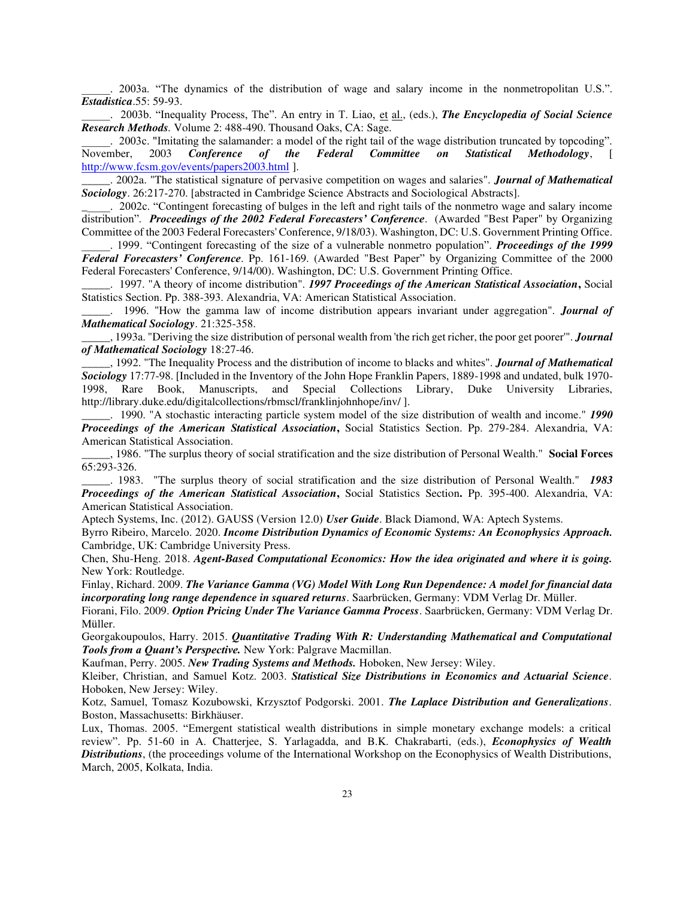\_\_\_\_\_. 2003a. "The dynamics of the distribution of wage and salary income in the nonmetropolitan U.S.". ***Estadistica***.55: 59-93.

\_\_\_\_\_. 2003b. "Inequality Process, The". An entry in T. Liao, et al., (eds.), ***The Encyclopedia of Social Science Research Methods***. Volume 2: 488-490. Thousand Oaks, CA: Sage.

\_\_\_\_\_. 2003c. "Imitating the salamander: a model of the right tail of the wage distribution truncated by topcoding". November, 2003 ***Conference of the Federal Committee on Statistical Methodology***, [ http://www.fcsm.gov/events/papers2003.html ].

\_\_\_\_\_. 2002a. "The statistical signature of pervasive competition on wages and salaries". ***Journal of Mathematical Sociology***. 26:217-270. [abstracted in Cambridge Science Abstracts and Sociological Abstracts].

\_\_\_\_\_. 2002c. "Contingent forecasting of bulges in the left and right tails of the nonmetro wage and salary income distribution". ***Proceedings of the 2002 Federal Forecasters' Conference***. (Awarded "Best Paper" by Organizing Committee of the 2003 Federal Forecasters' Conference, 9/18/03). Washington, DC: U.S. Government Printing Office.

\_\_\_\_\_. 1999. "Contingent forecasting of the size of a vulnerable nonmetro population". ***Proceedings of the 1999 Federal Forecasters' Conference***. Pp. 161-169. (Awarded "Best Paper" by Organizing Committee of the 2000 Federal Forecasters' Conference, 9/14/00). Washington, DC: U.S. Government Printing Office.

\_\_\_\_\_. 1997. "A theory of income distribution". ***1997 Proceedings of the American Statistical Association***, Social Statistics Section. Pp. 388-393. Alexandria, VA: American Statistical Association.

\_\_\_\_\_. 1996. "How the gamma law of income distribution appears invariant under aggregation". ***Journal of Mathematical Sociology***. 21:325-358.

\_\_\_\_\_, 1993a. "Deriving the size distribution of personal wealth from 'the rich get richer, the poor get poorer'". ***Journal of Mathematical Sociology*** 18:27-46.

\_\_\_\_\_, 1992. "The Inequality Process and the distribution of income to blacks and whites". ***Journal of Mathematical Sociology*** 17:77-98. [Included in the Inventory of the John Hope Franklin Papers, 1889-1998 and undated, bulk 1970-1998, Rare Book, Manuscripts, and Special Collections Library, Duke University Libraries, http://library.duke.edu/digitalcollections/rbmscl/franklinjohnhope/inv/ ].

\_\_\_\_\_. 1990. "A stochastic interacting particle system model of the size distribution of wealth and income." ***1990 Proceedings of the American Statistical Association***, Social Statistics Section. Pp. 279-284. Alexandria, VA: American Statistical Association.

\_\_\_\_\_, 1986. "The surplus theory of social stratification and the size distribution of Personal Wealth." **Social Forces** 65:293-326.

\_\_\_\_\_. 1983. "The surplus theory of social stratification and the size distribution of Personal Wealth." ***1983 Proceedings of the American Statistical Association***, Social Statistics Section**.** Pp. 395-400. Alexandria, VA: American Statistical Association.

Aptech Systems, Inc. (2012). GAUSS (Version 12.0) ***User Guide***. Black Diamond, WA: Aptech Systems.

Byrro Ribeiro, Marcelo. 2020. ***Income Distribution Dynamics of Economic Systems: An Econophysics Approach.*** Cambridge, UK: Cambridge University Press.

Chen, Shu-Heng. 2018. ***Agent-Based Computational Economics: How the idea originated and where it is going.*** New York: Routledge.

Finlay, Richard. 2009. ***The Variance Gamma (VG) Model With Long Run Dependence: A model for financial data incorporating long range dependence in squared returns***. Saarbrücken, Germany: VDM Verlag Dr. Müller.

Fiorani, Filo. 2009. ***Option Pricing Under The Variance Gamma Process***. Saarbrücken, Germany: VDM Verlag Dr. Müller.

Georgakoupoulos, Harry. 2015. ***Quantitative Trading With R: Understanding Mathematical and Computational Tools from a Quant's Perspective.*** New York: Palgrave Macmillan.

Kaufman, Perry. 2005. ***New Trading Systems and Methods.*** Hoboken, New Jersey: Wiley.

Kleiber, Christian, and Samuel Kotz. 2003. ***Statistical Size Distributions in Economics and Actuarial Science***. Hoboken, New Jersey: Wiley.

Kotz, Samuel, Tomasz Kozubowski, Krzysztof Podgorski. 2001. ***The Laplace Distribution and Generalizations***. Boston, Massachusetts: Birkhäuser.

Lux, Thomas. 2005. "Emergent statistical wealth distributions in simple monetary exchange models: a critical review". Pp. 51-60 in A. Chatterjee, S. Yarlagadda, and B.K. Chakrabarti, (eds.), ***Econophysics of Wealth Distributions***, (the proceedings volume of the International Workshop on the Econophysics of Wealth Distributions, March, 2005, Kolkata, India.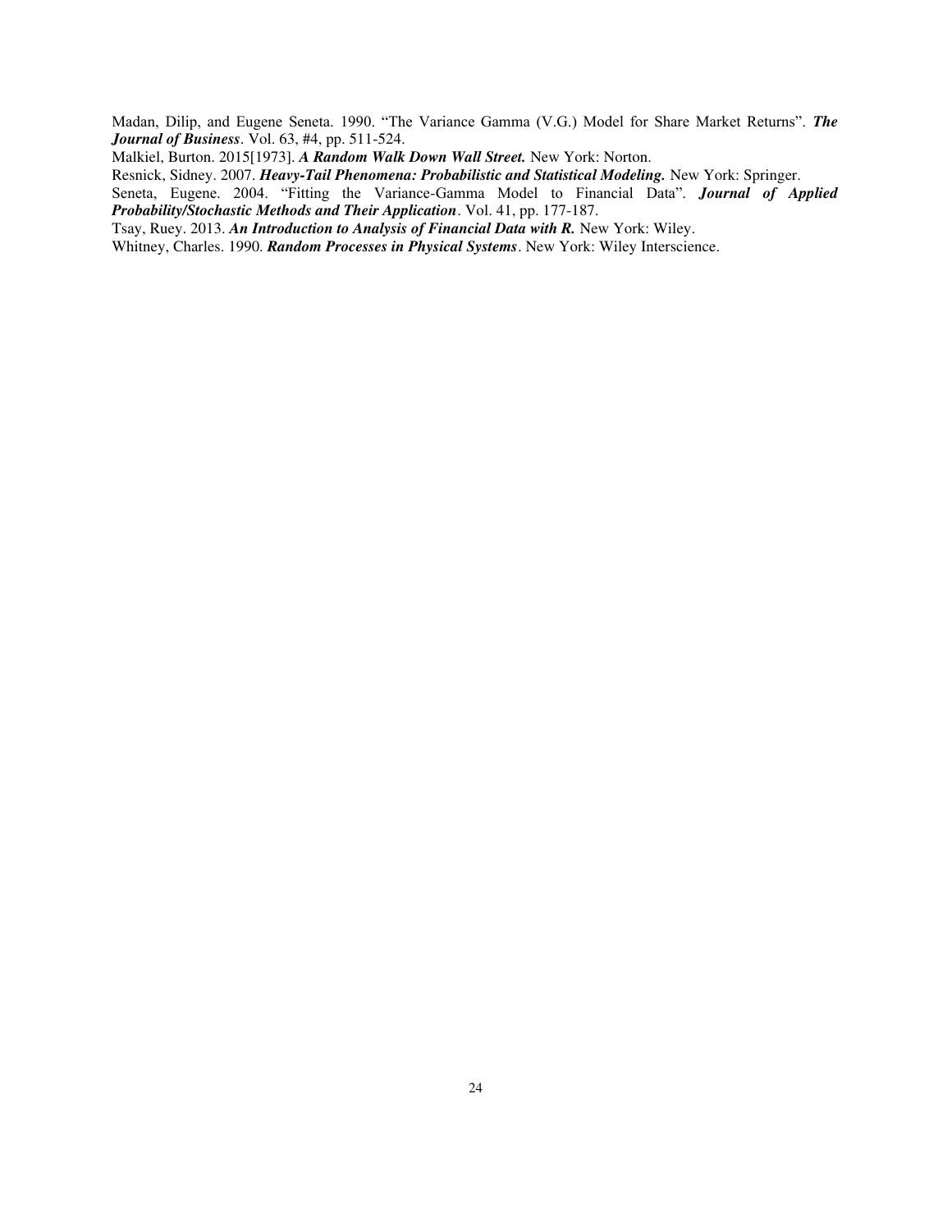Madan, Dilip, and Eugene Seneta. 1990. "The Variance Gamma (V.G.) Model for Share Market Returns". ***The Journal of Business***. Vol. 63, #4, pp. 511-524.

Malkiel, Burton. 2015[1973]. ***A Random Walk Down Wall Street.*** New York: Norton.

Resnick, Sidney. 2007. ***Heavy-Tail Phenomena: Probabilistic and Statistical Modeling.*** New York: Springer.

Seneta, Eugene. 2004. "Fitting the Variance-Gamma Model to Financial Data". ***Journal of Applied Probability/Stochastic Methods and Their Application***. Vol. 41, pp. 177-187.

Tsay, Ruey. 2013. ***An Introduction to Analysis of Financial Data with R.*** New York: Wiley.

Whitney, Charles. 1990. ***Random Processes in Physical Systems***. New York: Wiley Interscience.